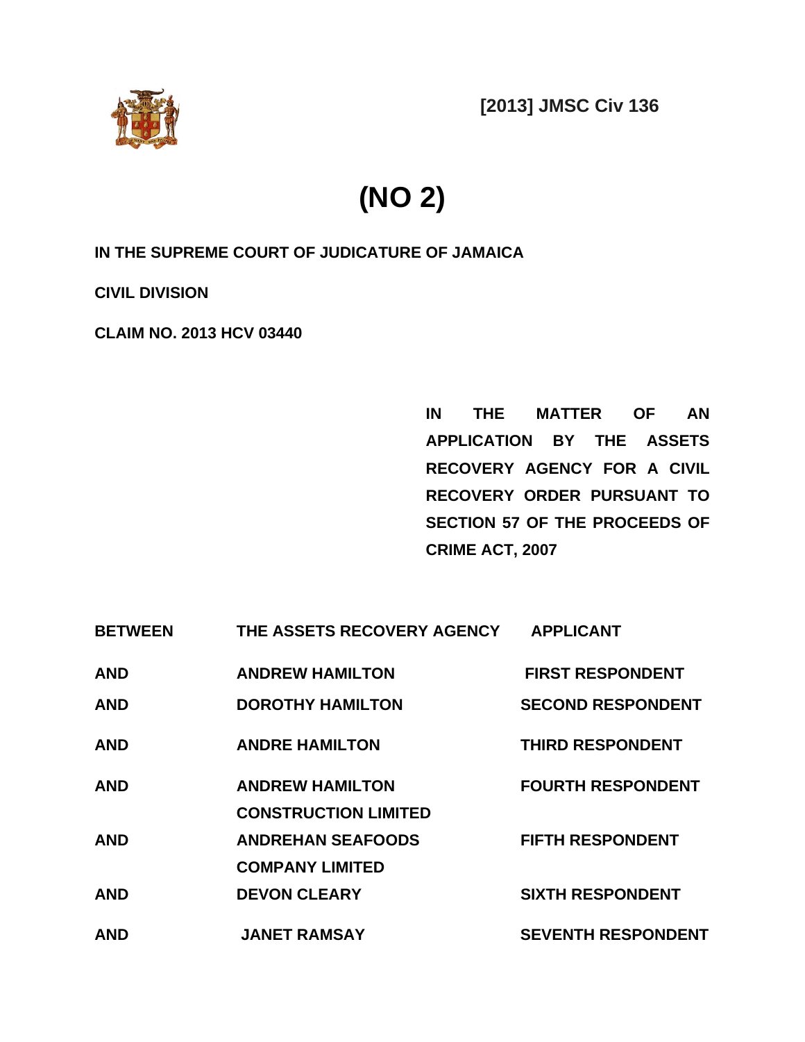**[2013] JMSC Civ 136**

# (NO 2)

**IN THE SUPREME COURT OF JUDICATURE OF JAMAICA**

**CIVIL DIVISION**

**CLAIM NO. 2013 HCV 03440**

**IN THE MATTER OF AN APPLICATION BY THE ASSETS RECOVERY AGENCY FOR A CIVIL RECOVERY ORDER PURSUANT TO SECTION 57 OF THE PROCEEDS OF CRIME ACT, 2007**

| | | |
|---|---|---|
| **BETWEEN** | **THE ASSETS RECOVERY AGENCY** | **APPLICANT** |
| **AND** | **ANDREW HAMILTON** | **FIRST RESPONDENT** |
| **AND** | **DOROTHY HAMILTON** | **SECOND RESPONDENT** |
| **AND** | **ANDRE HAMILTON** | **THIRD RESPONDENT** |
| **AND** | **ANDREW HAMILTON CONSTRUCTION LIMITED** | **FOURTH RESPONDENT** |
| **AND** | **ANDREHAN SEAFOODS COMPANY LIMITED** | **FIFTH RESPONDENT** |
| **AND** | **DEVON CLEARY** | **SIXTH RESPONDENT** |
| **AND** | **JANET RAMSAY** | **SEVENTH RESPONDENT** |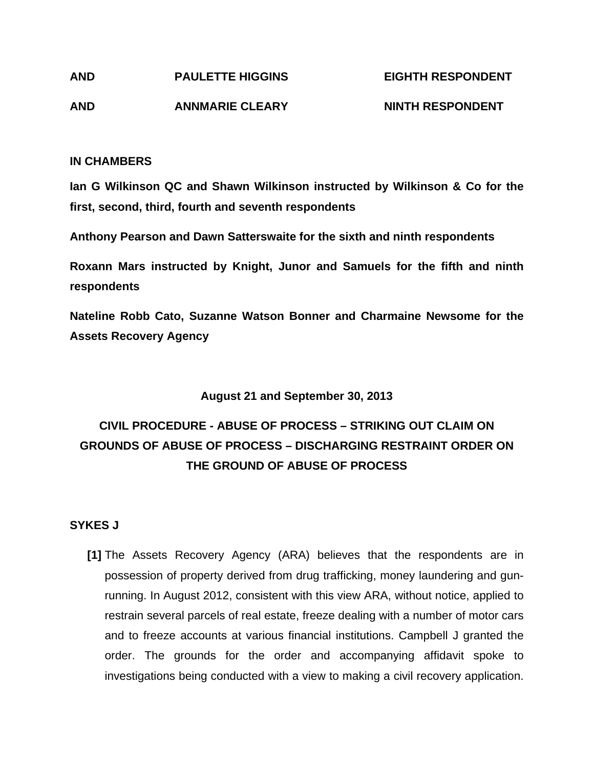| | | |
|---|---|---|
| **AND** | **PAULETTE HIGGINS** | **EIGHTH RESPONDENT** |
| **AND** | **ANNMARIE CLEARY** | **NINTH RESPONDENT** |

**IN CHAMBERS**

**Ian G Wilkinson QC and Shawn Wilkinson instructed by Wilkinson & Co for the first, second, third, fourth and seventh respondents**

**Anthony Pearson and Dawn Satterswaite for the sixth and ninth respondents**

**Roxann Mars instructed by Knight, Junor and Samuels for the fifth and ninth respondents**

**Nateline Robb Cato, Suzanne Watson Bonner and Charmaine Newsome for the Assets Recovery Agency**

**August 21 and September 30, 2013**

**CIVIL PROCEDURE - ABUSE OF PROCESS – STRIKING OUT CLAIM ON GROUNDS OF ABUSE OF PROCESS – DISCHARGING RESTRAINT ORDER ON THE GROUND OF ABUSE OF PROCESS**

**SYKES J**

**[1]** The Assets Recovery Agency (ARA) believes that the respondents are in possession of property derived from drug trafficking, money laundering and gun-running. In August 2012, consistent with this view ARA, without notice, applied to restrain several parcels of real estate, freeze dealing with a number of motor cars and to freeze accounts at various financial institutions. Campbell J granted the order. The grounds for the order and accompanying affidavit spoke to investigations being conducted with a view to making a civil recovery application.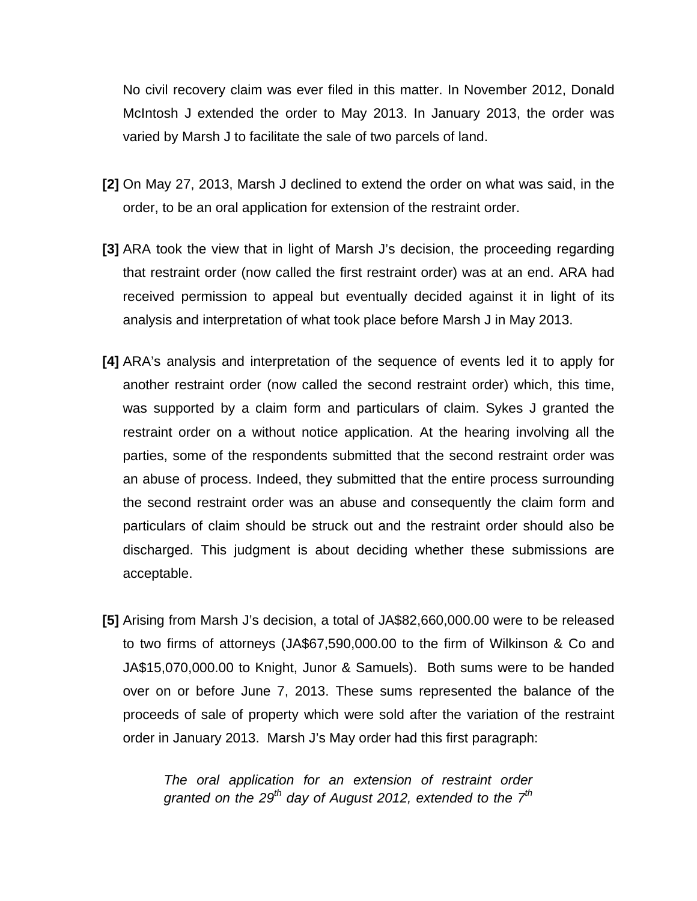No civil recovery claim was ever filed in this matter. In November 2012, Donald McIntosh J extended the order to May 2013. In January 2013, the order was varied by Marsh J to facilitate the sale of two parcels of land.

**[2]** On May 27, 2013, Marsh J declined to extend the order on what was said, in the order, to be an oral application for extension of the restraint order.

**[3]** ARA took the view that in light of Marsh J's decision, the proceeding regarding that restraint order (now called the first restraint order) was at an end. ARA had received permission to appeal but eventually decided against it in light of its analysis and interpretation of what took place before Marsh J in May 2013.

**[4]** ARA's analysis and interpretation of the sequence of events led it to apply for another restraint order (now called the second restraint order) which, this time, was supported by a claim form and particulars of claim. Sykes J granted the restraint order on a without notice application. At the hearing involving all the parties, some of the respondents submitted that the second restraint order was an abuse of process. Indeed, they submitted that the entire process surrounding the second restraint order was an abuse and consequently the claim form and particulars of claim should be struck out and the restraint order should also be discharged. This judgment is about deciding whether these submissions are acceptable.

**[5]** Arising from Marsh J's decision, a total of JA$82,660,000.00 were to be released to two firms of attorneys (JA$67,590,000.00 to the firm of Wilkinson & Co and JA$15,070,000.00 to Knight, Junor & Samuels). Both sums were to be handed over on or before June 7, 2013. These sums represented the balance of the proceeds of sale of property which were sold after the variation of the restraint order in January 2013. Marsh J's May order had this first paragraph:

> *The oral application for an extension of restraint order granted on the 29th day of August 2012, extended to the 7th*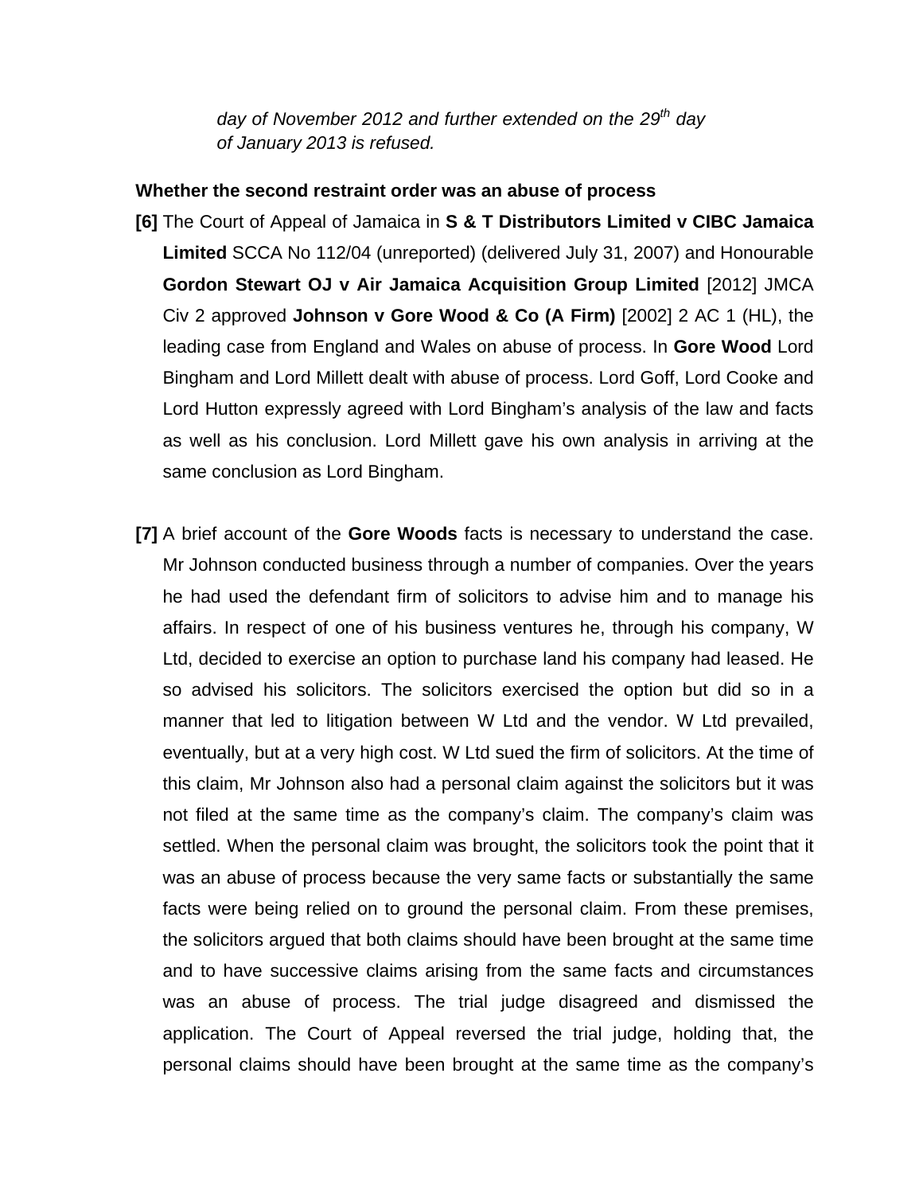*day of November 2012 and further extended on the 29th day of January 2013 is refused.*

**Whether the second restraint order was an abuse of process**

**[6]** The Court of Appeal of Jamaica in **S & T Distributors Limited v CIBC Jamaica Limited** SCCA No 112/04 (unreported) (delivered July 31, 2007) and Honourable **Gordon Stewart OJ v Air Jamaica Acquisition Group Limited** [2012] JMCA Civ 2 approved **Johnson v Gore Wood & Co (A Firm)** [2002] 2 AC 1 (HL), the leading case from England and Wales on abuse of process. In **Gore Wood** Lord Bingham and Lord Millett dealt with abuse of process. Lord Goff, Lord Cooke and Lord Hutton expressly agreed with Lord Bingham's analysis of the law and facts as well as his conclusion. Lord Millett gave his own analysis in arriving at the same conclusion as Lord Bingham.

**[7]** A brief account of the **Gore Woods** facts is necessary to understand the case. Mr Johnson conducted business through a number of companies. Over the years he had used the defendant firm of solicitors to advise him and to manage his affairs. In respect of one of his business ventures he, through his company, W Ltd, decided to exercise an option to purchase land his company had leased. He so advised his solicitors. The solicitors exercised the option but did so in a manner that led to litigation between W Ltd and the vendor. W Ltd prevailed, eventually, but at a very high cost. W Ltd sued the firm of solicitors. At the time of this claim, Mr Johnson also had a personal claim against the solicitors but it was not filed at the same time as the company's claim. The company's claim was settled. When the personal claim was brought, the solicitors took the point that it was an abuse of process because the very same facts or substantially the same facts were being relied on to ground the personal claim. From these premises, the solicitors argued that both claims should have been brought at the same time and to have successive claims arising from the same facts and circumstances was an abuse of process. The trial judge disagreed and dismissed the application. The Court of Appeal reversed the trial judge, holding that, the personal claims should have been brought at the same time as the company's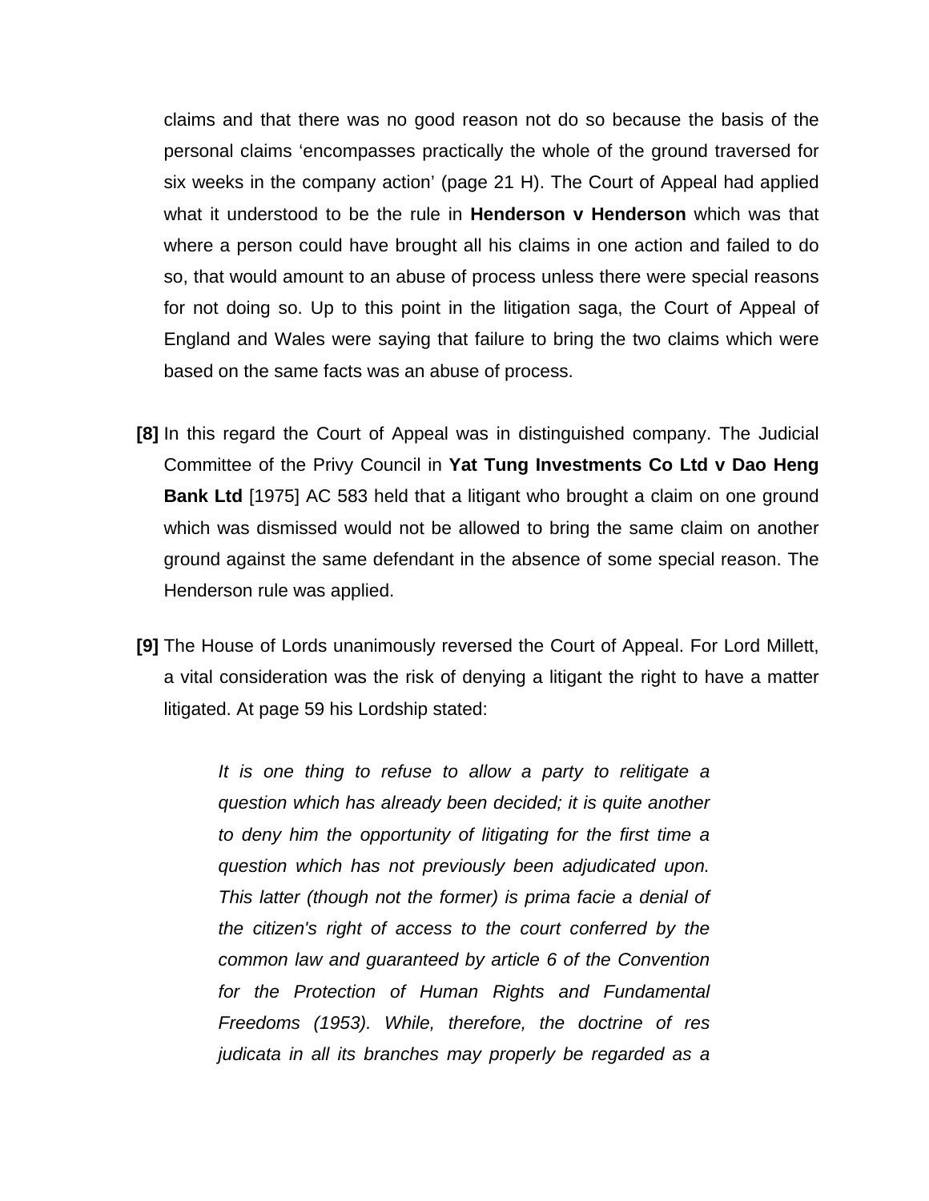claims and that there was no good reason not do so because the basis of the personal claims 'encompasses practically the whole of the ground traversed for six weeks in the company action' (page 21 H). The Court of Appeal had applied what it understood to be the rule in **Henderson v Henderson** which was that where a person could have brought all his claims in one action and failed to do so, that would amount to an abuse of process unless there were special reasons for not doing so. Up to this point in the litigation saga, the Court of Appeal of England and Wales were saying that failure to bring the two claims which were based on the same facts was an abuse of process.

**[8]** In this regard the Court of Appeal was in distinguished company. The Judicial Committee of the Privy Council in **Yat Tung Investments Co Ltd v Dao Heng Bank Ltd** [1975] AC 583 held that a litigant who brought a claim on one ground which was dismissed would not be allowed to bring the same claim on another ground against the same defendant in the absence of some special reason. The Henderson rule was applied.

**[9]** The House of Lords unanimously reversed the Court of Appeal. For Lord Millett, a vital consideration was the risk of denying a litigant the right to have a matter litigated. At page 59 his Lordship stated:

> *It is one thing to refuse to allow a party to relitigate a question which has already been decided; it is quite another to deny him the opportunity of litigating for the first time a question which has not previously been adjudicated upon. This latter (though not the former) is prima facie a denial of the citizen's right of access to the court conferred by the common law and guaranteed by article 6 of the Convention for the Protection of Human Rights and Fundamental Freedoms (1953). While, therefore, the doctrine of res judicata in all its branches may properly be regarded as a*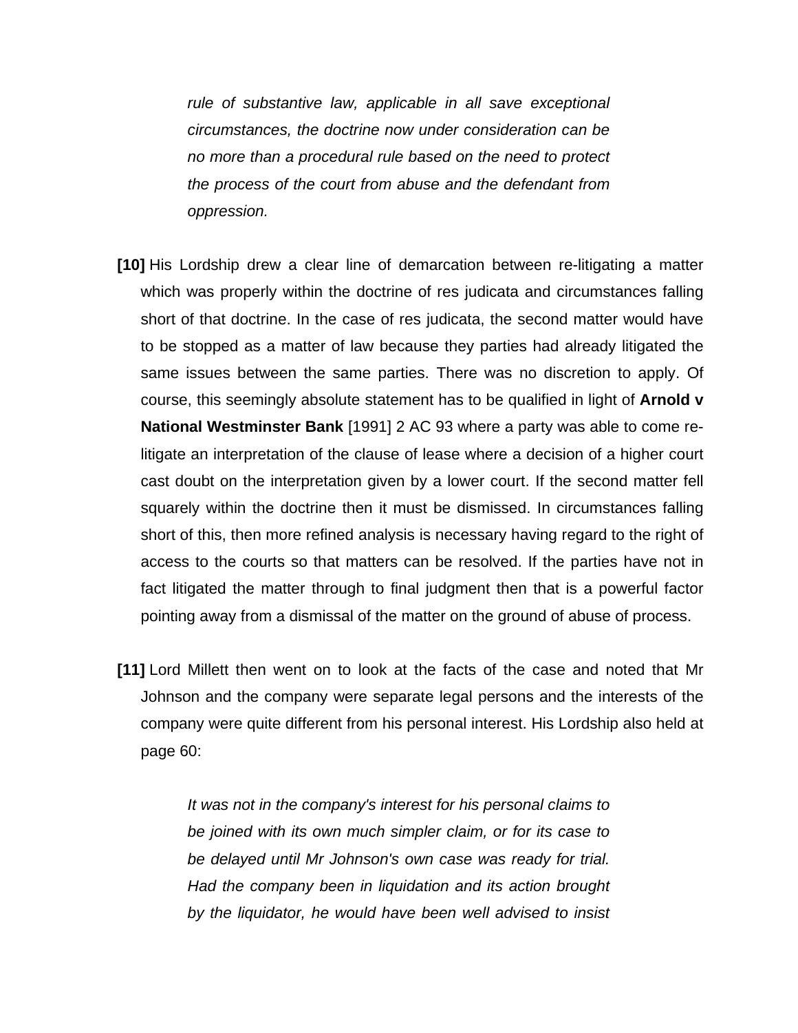> *rule of substantive law, applicable in all save exceptional circumstances, the doctrine now under consideration can be no more than a procedural rule based on the need to protect the process of the court from abuse and the defendant from oppression.*

**[10]** His Lordship drew a clear line of demarcation between re-litigating a matter which was properly within the doctrine of res judicata and circumstances falling short of that doctrine. In the case of res judicata, the second matter would have to be stopped as a matter of law because they parties had already litigated the same issues between the same parties. There was no discretion to apply. Of course, this seemingly absolute statement has to be qualified in light of **Arnold v National Westminster Bank** [1991] 2 AC 93 where a party was able to come re-litigate an interpretation of the clause of lease where a decision of a higher court cast doubt on the interpretation given by a lower court. If the second matter fell squarely within the doctrine then it must be dismissed. In circumstances falling short of this, then more refined analysis is necessary having regard to the right of access to the courts so that matters can be resolved. If the parties have not in fact litigated the matter through to final judgment then that is a powerful factor pointing away from a dismissal of the matter on the ground of abuse of process.

**[11]** Lord Millett then went on to look at the facts of the case and noted that Mr Johnson and the company were separate legal persons and the interests of the company were quite different from his personal interest. His Lordship also held at page 60:

> *It was not in the company's interest for his personal claims to be joined with its own much simpler claim, or for its case to be delayed until Mr Johnson's own case was ready for trial. Had the company been in liquidation and its action brought by the liquidator, he would have been well advised to insist*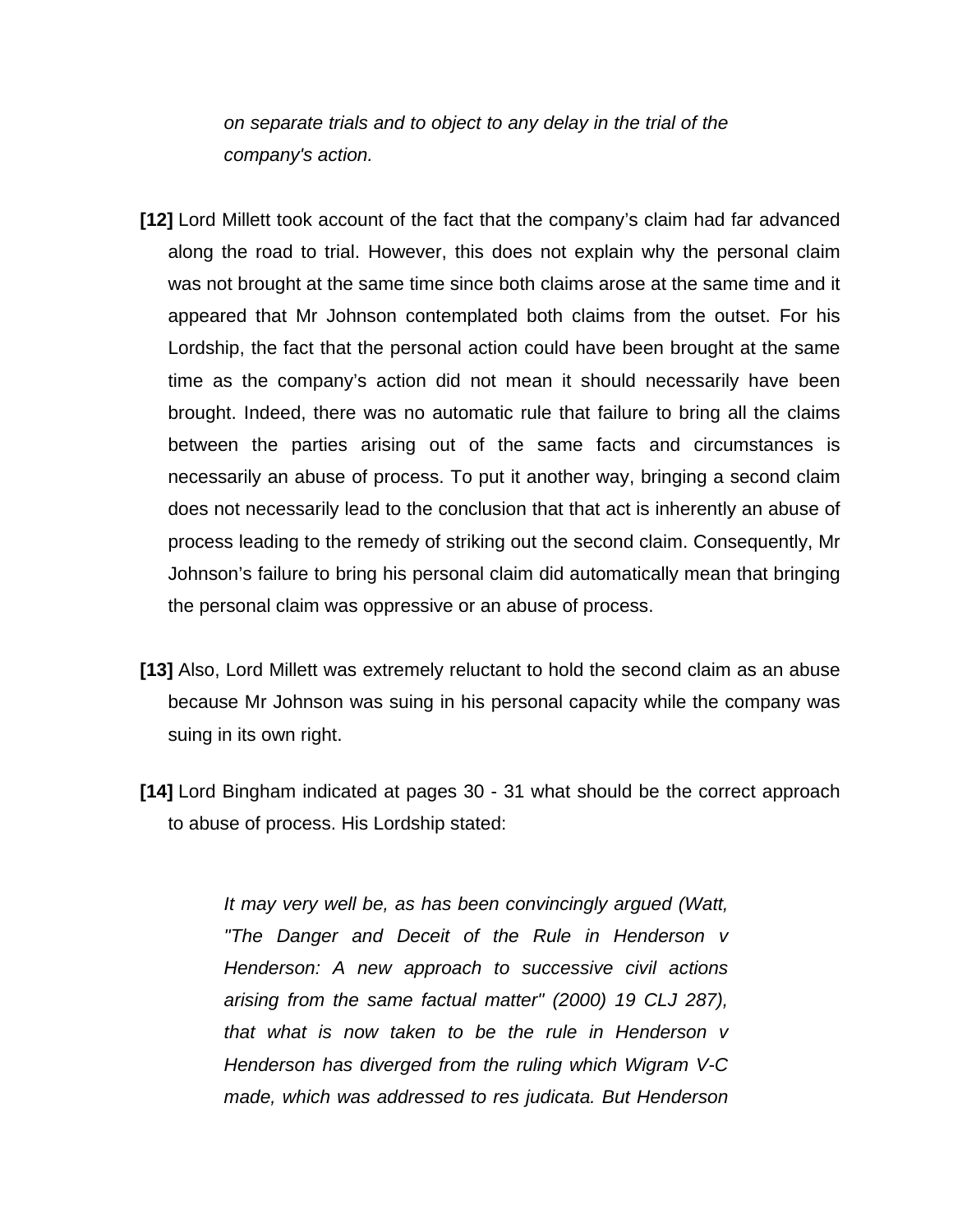*on separate trials and to object to any delay in the trial of the company's action.*

**[12]** Lord Millett took account of the fact that the company's claim had far advanced along the road to trial. However, this does not explain why the personal claim was not brought at the same time since both claims arose at the same time and it appeared that Mr Johnson contemplated both claims from the outset. For his Lordship, the fact that the personal action could have been brought at the same time as the company's action did not mean it should necessarily have been brought. Indeed, there was no automatic rule that failure to bring all the claims between the parties arising out of the same facts and circumstances is necessarily an abuse of process. To put it another way, bringing a second claim does not necessarily lead to the conclusion that that act is inherently an abuse of process leading to the remedy of striking out the second claim. Consequently, Mr Johnson's failure to bring his personal claim did automatically mean that bringing the personal claim was oppressive or an abuse of process.

**[13]** Also, Lord Millett was extremely reluctant to hold the second claim as an abuse because Mr Johnson was suing in his personal capacity while the company was suing in its own right.

**[14]** Lord Bingham indicated at pages 30 - 31 what should be the correct approach to abuse of process. His Lordship stated:

> *It may very well be, as has been convincingly argued (Watt, "The Danger and Deceit of the Rule in Henderson v Henderson: A new approach to successive civil actions arising from the same factual matter" (2000) 19 CLJ 287), that what is now taken to be the rule in Henderson v Henderson has diverged from the ruling which Wigram V-C made, which was addressed to res judicata. But Henderson*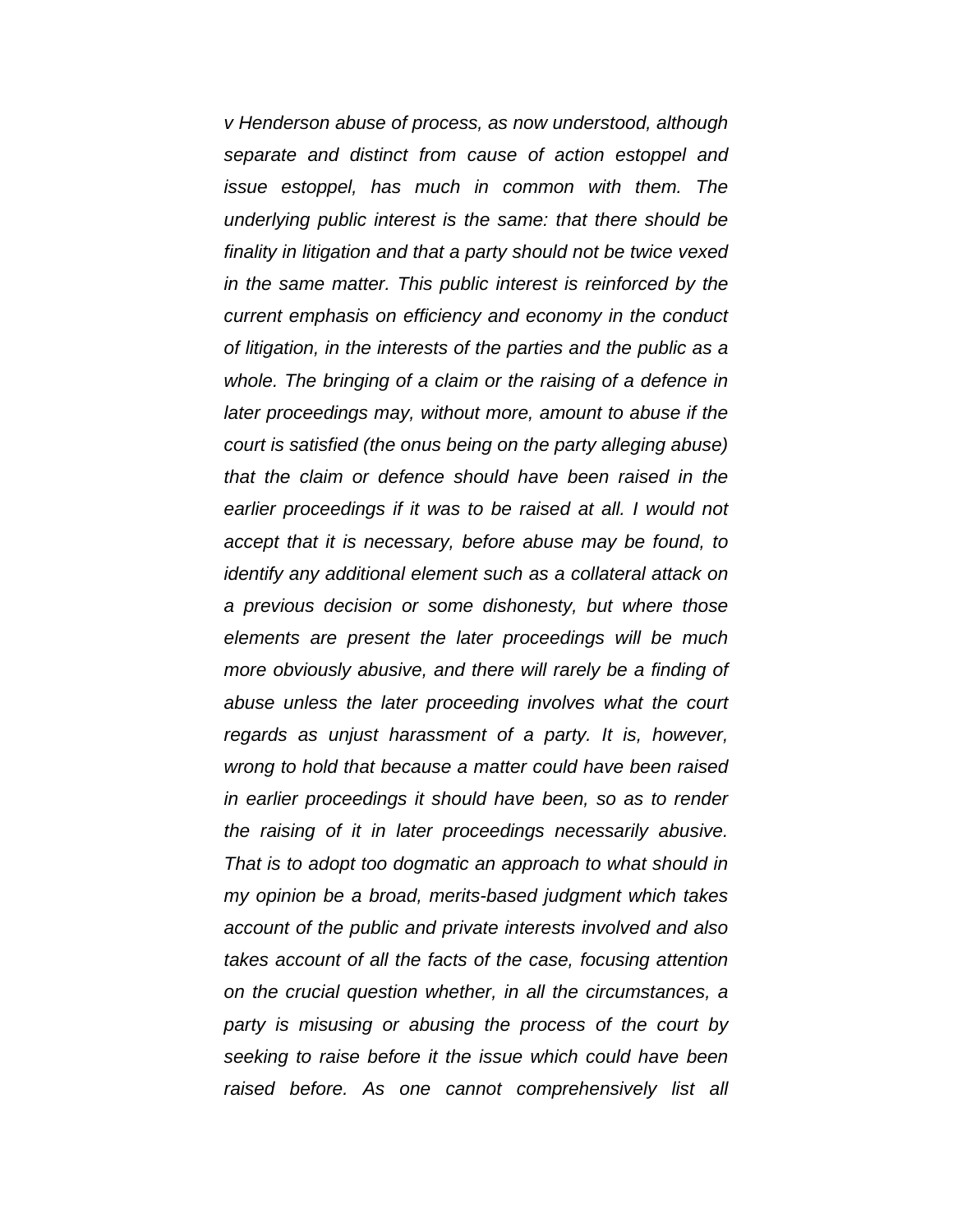*v Henderson abuse of process, as now understood, although separate and distinct from cause of action estoppel and issue estoppel, has much in common with them. The underlying public interest is the same: that there should be finality in litigation and that a party should not be twice vexed in the same matter. This public interest is reinforced by the current emphasis on efficiency and economy in the conduct of litigation, in the interests of the parties and the public as a whole. The bringing of a claim or the raising of a defence in later proceedings may, without more, amount to abuse if the court is satisfied (the onus being on the party alleging abuse) that the claim or defence should have been raised in the earlier proceedings if it was to be raised at all. I would not accept that it is necessary, before abuse may be found, to identify any additional element such as a collateral attack on a previous decision or some dishonesty, but where those elements are present the later proceedings will be much more obviously abusive, and there will rarely be a finding of abuse unless the later proceeding involves what the court regards as unjust harassment of a party. It is, however, wrong to hold that because a matter could have been raised in earlier proceedings it should have been, so as to render the raising of it in later proceedings necessarily abusive. That is to adopt too dogmatic an approach to what should in my opinion be a broad, merits-based judgment which takes account of the public and private interests involved and also takes account of all the facts of the case, focusing attention on the crucial question whether, in all the circumstances, a party is misusing or abusing the process of the court by seeking to raise before it the issue which could have been raised before. As one cannot comprehensively list all*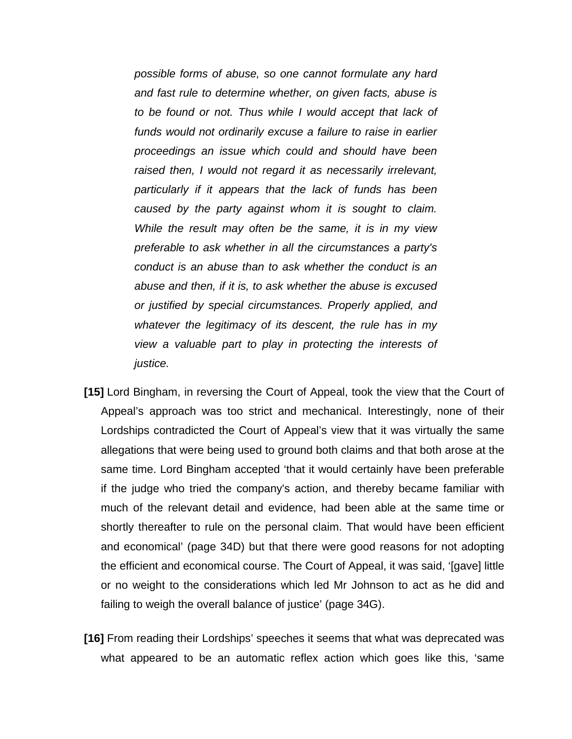> *possible forms of abuse, so one cannot formulate any hard and fast rule to determine whether, on given facts, abuse is to be found or not. Thus while I would accept that lack of funds would not ordinarily excuse a failure to raise in earlier proceedings an issue which could and should have been raised then, I would not regard it as necessarily irrelevant, particularly if it appears that the lack of funds has been caused by the party against whom it is sought to claim. While the result may often be the same, it is in my view preferable to ask whether in all the circumstances a party's conduct is an abuse than to ask whether the conduct is an abuse and then, if it is, to ask whether the abuse is excused or justified by special circumstances. Properly applied, and whatever the legitimacy of its descent, the rule has in my view a valuable part to play in protecting the interests of justice.*

**[15]** Lord Bingham, in reversing the Court of Appeal, took the view that the Court of Appeal's approach was too strict and mechanical. Interestingly, none of their Lordships contradicted the Court of Appeal's view that it was virtually the same allegations that were being used to ground both claims and that both arose at the same time. Lord Bingham accepted 'that it would certainly have been preferable if the judge who tried the company's action, and thereby became familiar with much of the relevant detail and evidence, had been able at the same time or shortly thereafter to rule on the personal claim. That would have been efficient and economical' (page 34D) but that there were good reasons for not adopting the efficient and economical course. The Court of Appeal, it was said, '[gave] little or no weight to the considerations which led Mr Johnson to act as he did and failing to weigh the overall balance of justice' (page 34G).

**[16]** From reading their Lordships' speeches it seems that what was deprecated was what appeared to be an automatic reflex action which goes like this, 'same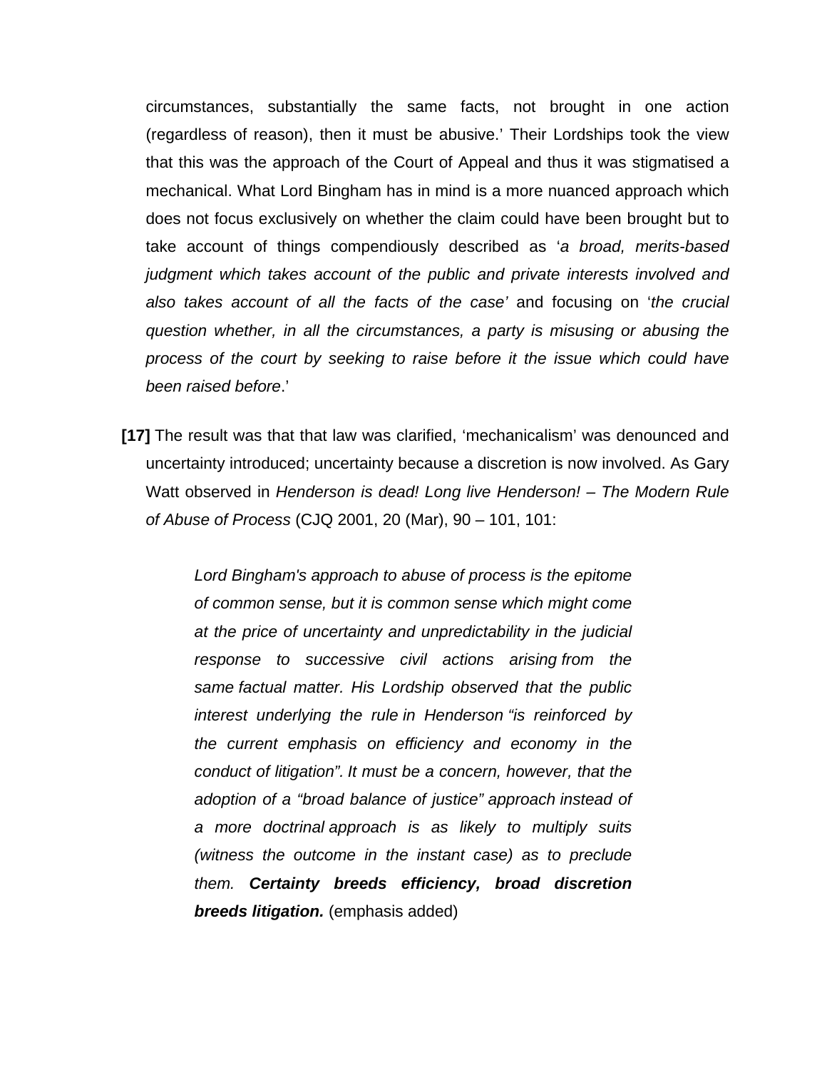circumstances, substantially the same facts, not brought in one action (regardless of reason), then it must be abusive.' Their Lordships took the view that this was the approach of the Court of Appeal and thus it was stigmatised a mechanical. What Lord Bingham has in mind is a more nuanced approach which does not focus exclusively on whether the claim could have been brought but to take account of things compendiously described as '*a broad, merits-based judgment which takes account of the public and private interests involved and also takes account of all the facts of the case'* and focusing on '*the crucial question whether, in all the circumstances, a party is misusing or abusing the process of the court by seeking to raise before it the issue which could have been raised before*.'

**[17]** The result was that that law was clarified, 'mechanicalism' was denounced and uncertainty introduced; uncertainty because a discretion is now involved. As Gary Watt observed in *Henderson is dead! Long live Henderson! – The Modern Rule of Abuse of Process* (CJQ 2001, 20 (Mar), 90 – 101, 101:

> *Lord Bingham's approach to abuse of process is the epitome of common sense, but it is common sense which might come at the price of uncertainty and unpredictability in the judicial response to successive civil actions arising from the same factual matter. His Lordship observed that the public interest underlying the rule in Henderson "is reinforced by the current emphasis on efficiency and economy in the conduct of litigation". It must be a concern, however, that the adoption of a "broad balance of justice" approach instead of a more doctrinal approach is as likely to multiply suits (witness the outcome in the instant case) as to preclude them.* ***Certainty breeds efficiency, broad discretion breeds litigation.*** (emphasis added)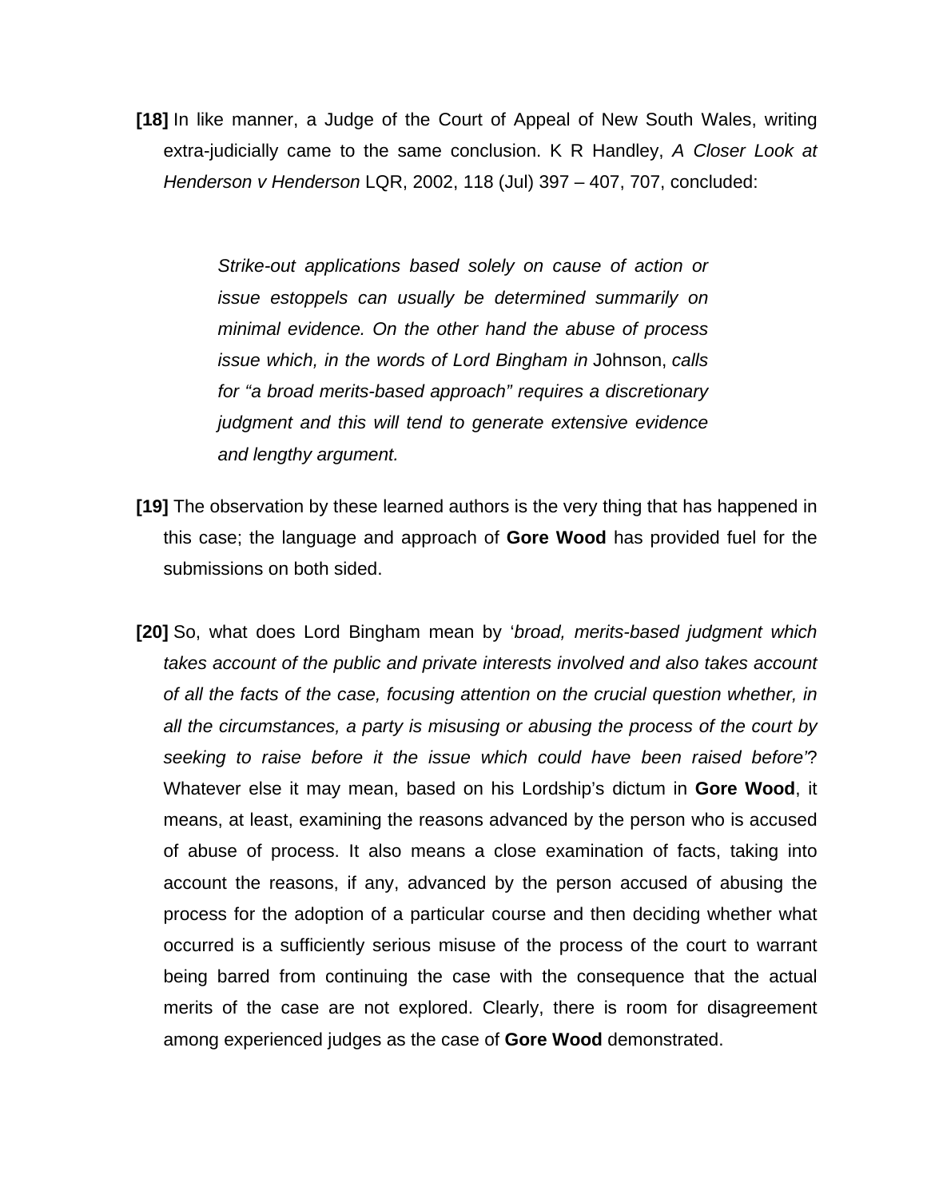**[18]** In like manner, a Judge of the Court of Appeal of New South Wales, writing extra-judicially came to the same conclusion. K R Handley, *A Closer Look at Henderson v Henderson* LQR, 2002, 118 (Jul) 397 – 407, 707, concluded:

> *Strike-out applications based solely on cause of action or issue estoppels can usually be determined summarily on minimal evidence. On the other hand the abuse of process issue which, in the words of Lord Bingham in* Johnson, *calls for "a broad merits-based approach" requires a discretionary judgment and this will tend to generate extensive evidence and lengthy argument.*

**[19]** The observation by these learned authors is the very thing that has happened in this case; the language and approach of **Gore Wood** has provided fuel for the submissions on both sided.

**[20]** So, what does Lord Bingham mean by '*broad, merits-based judgment which takes account of the public and private interests involved and also takes account of all the facts of the case, focusing attention on the crucial question whether, in all the circumstances, a party is misusing or abusing the process of the court by seeking to raise before it the issue which could have been raised before'*? Whatever else it may mean, based on his Lordship's dictum in **Gore Wood**, it means, at least, examining the reasons advanced by the person who is accused of abuse of process. It also means a close examination of facts, taking into account the reasons, if any, advanced by the person accused of abusing the process for the adoption of a particular course and then deciding whether what occurred is a sufficiently serious misuse of the process of the court to warrant being barred from continuing the case with the consequence that the actual merits of the case are not explored. Clearly, there is room for disagreement among experienced judges as the case of **Gore Wood** demonstrated.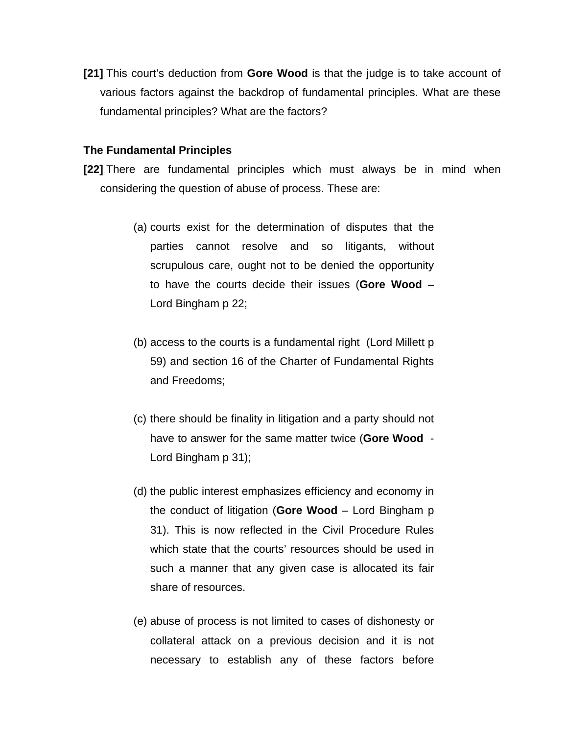**[21]** This court's deduction from **Gore Wood** is that the judge is to take account of various factors against the backdrop of fundamental principles. What are these fundamental principles? What are the factors?

**The Fundamental Principles**

**[22]** There are fundamental principles which must always be in mind when considering the question of abuse of process. These are:

(a) courts exist for the determination of disputes that the parties cannot resolve and so litigants, without scrupulous care, ought not to be denied the opportunity to have the courts decide their issues (**Gore Wood** – Lord Bingham p 22;

(b) access to the courts is a fundamental right (Lord Millett p 59) and section 16 of the Charter of Fundamental Rights and Freedoms;

(c) there should be finality in litigation and a party should not have to answer for the same matter twice (**Gore Wood** - Lord Bingham p 31);

(d) the public interest emphasizes efficiency and economy in the conduct of litigation (**Gore Wood** – Lord Bingham p 31). This is now reflected in the Civil Procedure Rules which state that the courts' resources should be used in such a manner that any given case is allocated its fair share of resources.

(e) abuse of process is not limited to cases of dishonesty or collateral attack on a previous decision and it is not necessary to establish any of these factors before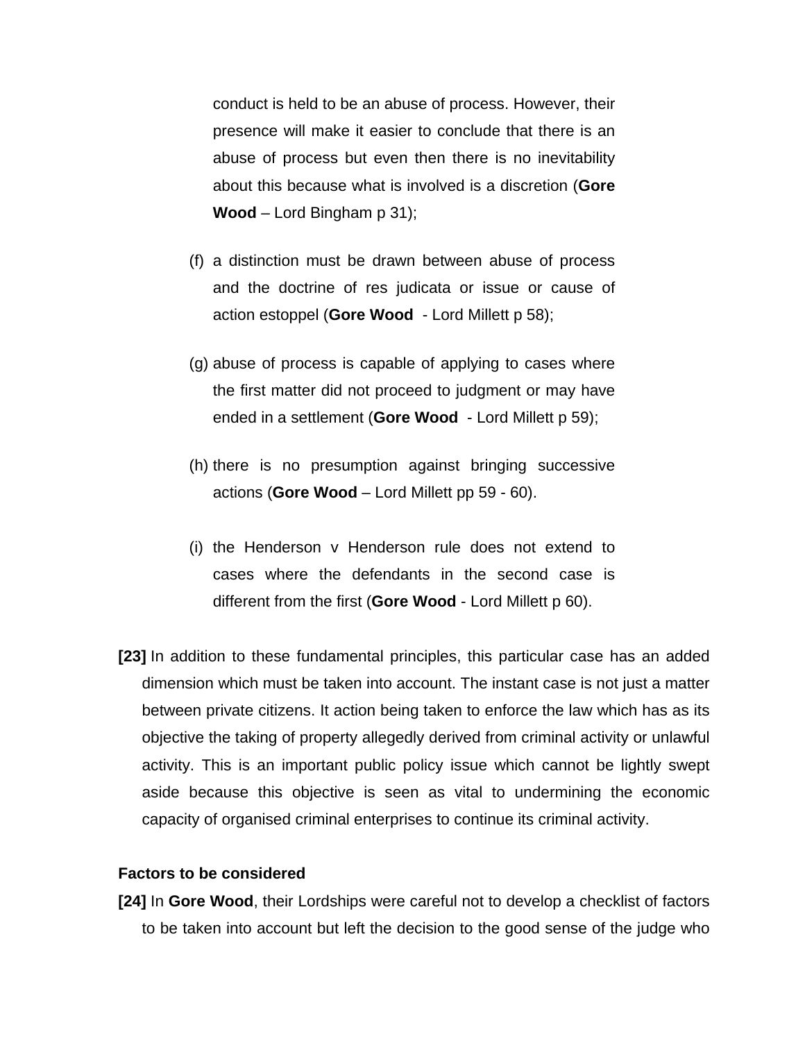conduct is held to be an abuse of process. However, their presence will make it easier to conclude that there is an abuse of process but even then there is no inevitability about this because what is involved is a discretion (**Gore Wood** – Lord Bingham p 31);

(f) a distinction must be drawn between abuse of process and the doctrine of res judicata or issue or cause of action estoppel (**Gore Wood** - Lord Millett p 58);

(g) abuse of process is capable of applying to cases where the first matter did not proceed to judgment or may have ended in a settlement (**Gore Wood** - Lord Millett p 59);

(h) there is no presumption against bringing successive actions (**Gore Wood** – Lord Millett pp 59 - 60).

(i) the Henderson v Henderson rule does not extend to cases where the defendants in the second case is different from the first (**Gore Wood** - Lord Millett p 60).

**[23]** In addition to these fundamental principles, this particular case has an added dimension which must be taken into account. The instant case is not just a matter between private citizens. It action being taken to enforce the law which has as its objective the taking of property allegedly derived from criminal activity or unlawful activity. This is an important public policy issue which cannot be lightly swept aside because this objective is seen as vital to undermining the economic capacity of organised criminal enterprises to continue its criminal activity.

**Factors to be considered**

**[24]** In **Gore Wood**, their Lordships were careful not to develop a checklist of factors to be taken into account but left the decision to the good sense of the judge who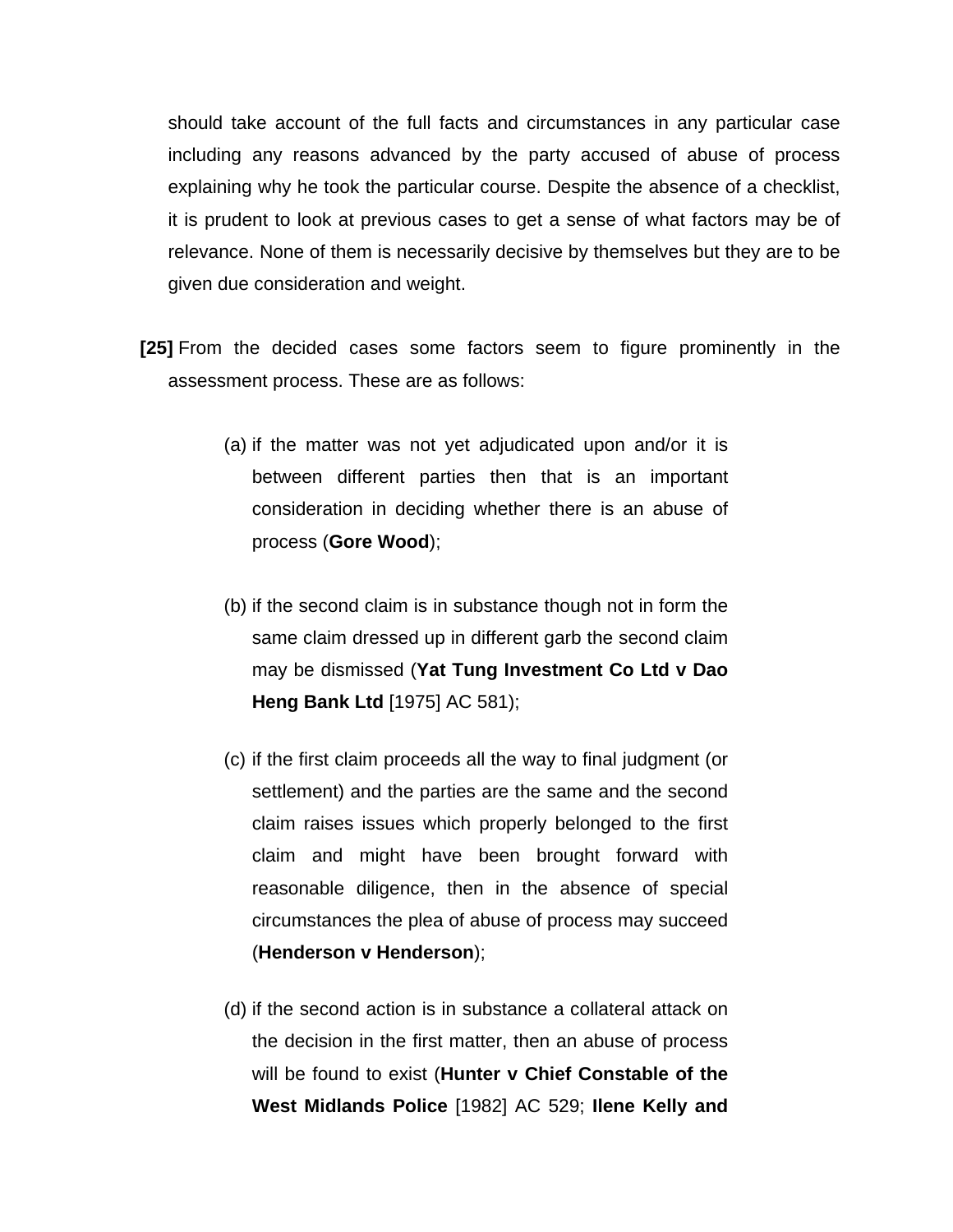should take account of the full facts and circumstances in any particular case including any reasons advanced by the party accused of abuse of process explaining why he took the particular course. Despite the absence of a checklist, it is prudent to look at previous cases to get a sense of what factors may be of relevance. None of them is necessarily decisive by themselves but they are to be given due consideration and weight.

**[25]** From the decided cases some factors seem to figure prominently in the assessment process. These are as follows:

(a) if the matter was not yet adjudicated upon and/or it is between different parties then that is an important consideration in deciding whether there is an abuse of process (**Gore Wood**);

(b) if the second claim is in substance though not in form the same claim dressed up in different garb the second claim may be dismissed (**Yat Tung Investment Co Ltd v Dao Heng Bank Ltd** [1975] AC 581);

(c) if the first claim proceeds all the way to final judgment (or settlement) and the parties are the same and the second claim raises issues which properly belonged to the first claim and might have been brought forward with reasonable diligence, then in the absence of special circumstances the plea of abuse of process may succeed (**Henderson v Henderson**);

(d) if the second action is in substance a collateral attack on the decision in the first matter, then an abuse of process will be found to exist (**Hunter v Chief Constable of the West Midlands Police** [1982] AC 529; **Ilene Kelly and**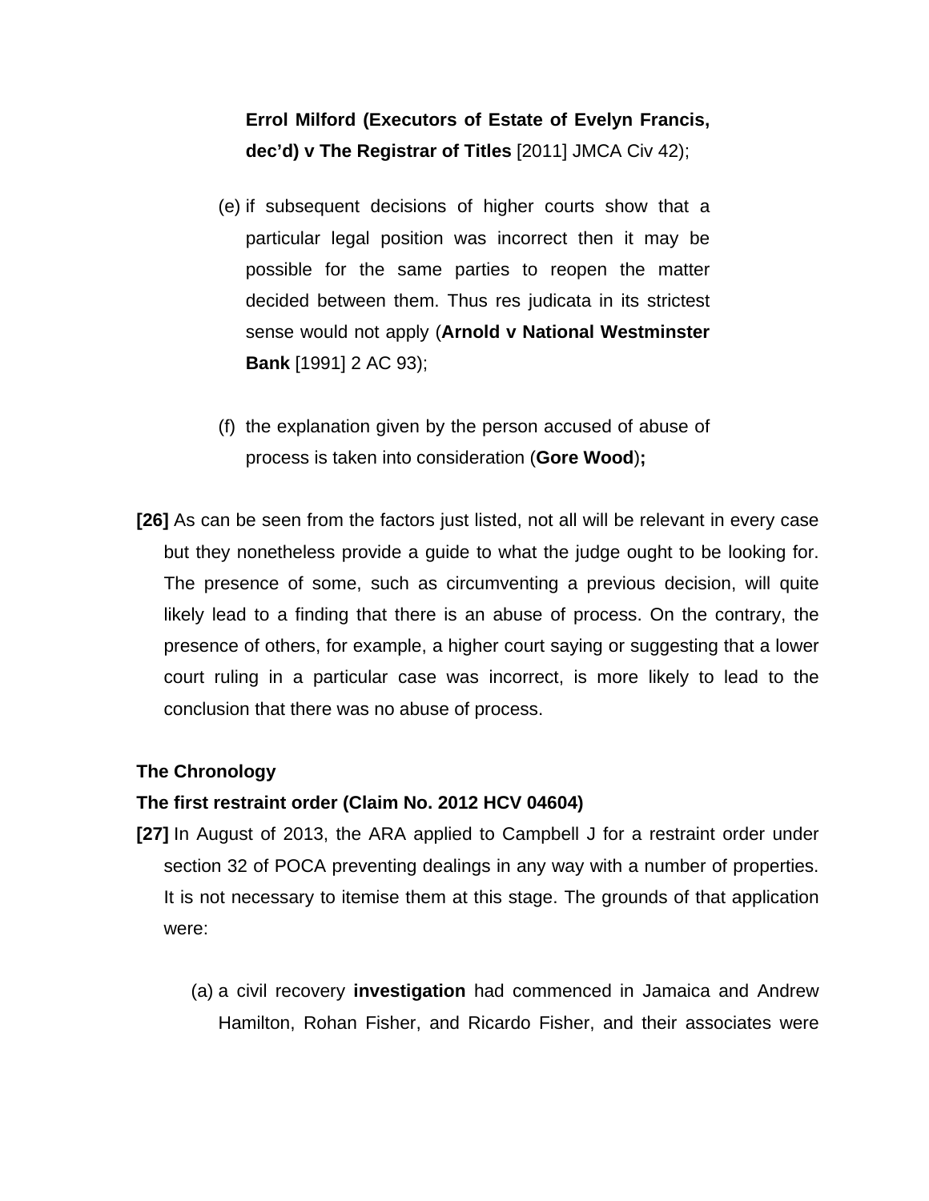**Errol Milford (Executors of Estate of Evelyn Francis, dec'd) v The Registrar of Titles** [2011] JMCA Civ 42);

(e) if subsequent decisions of higher courts show that a particular legal position was incorrect then it may be possible for the same parties to reopen the matter decided between them. Thus res judicata in its strictest sense would not apply (**Arnold v National Westminster Bank** [1991] 2 AC 93);

(f) the explanation given by the person accused of abuse of process is taken into consideration (**Gore Wood**)**;**

**[26]** As can be seen from the factors just listed, not all will be relevant in every case but they nonetheless provide a guide to what the judge ought to be looking for. The presence of some, such as circumventing a previous decision, will quite likely lead to a finding that there is an abuse of process. On the contrary, the presence of others, for example, a higher court saying or suggesting that a lower court ruling in a particular case was incorrect, is more likely to lead to the conclusion that there was no abuse of process.

**The Chronology**

**The first restraint order (Claim No. 2012 HCV 04604)**

**[27]** In August of 2013, the ARA applied to Campbell J for a restraint order under section 32 of POCA preventing dealings in any way with a number of properties. It is not necessary to itemise them at this stage. The grounds of that application were:

(a) a civil recovery **investigation** had commenced in Jamaica and Andrew Hamilton, Rohan Fisher, and Ricardo Fisher, and their associates were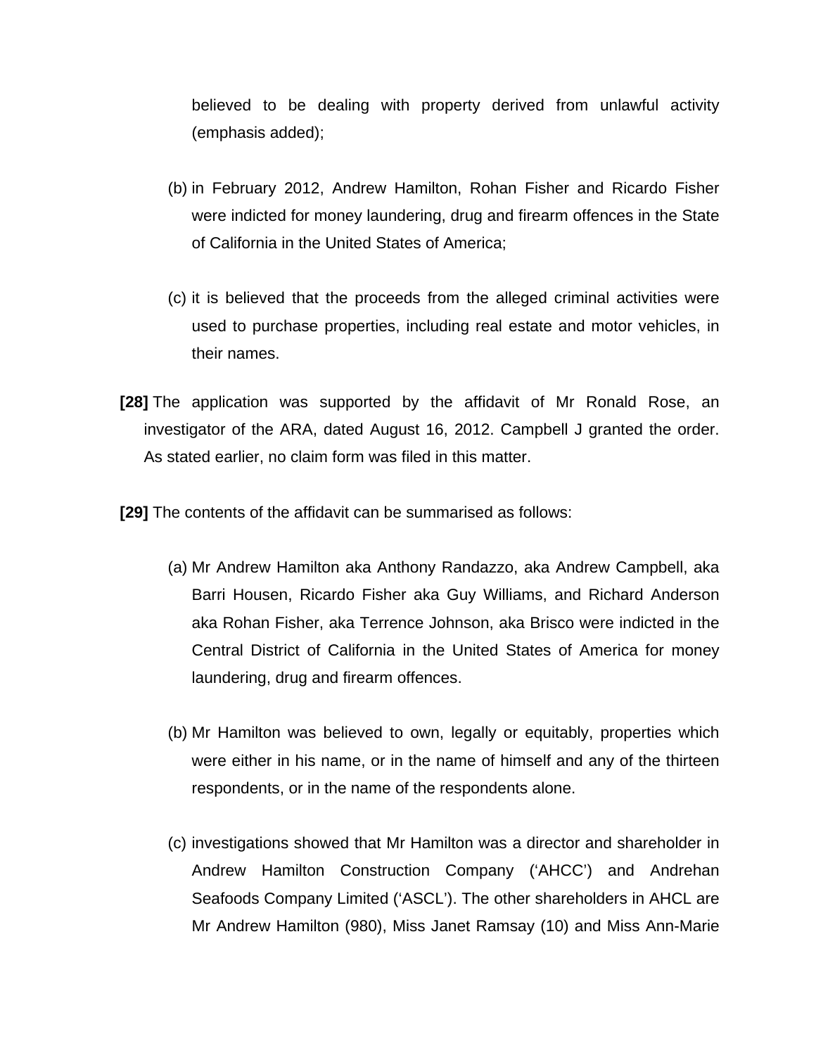believed to be dealing with property derived from unlawful activity (emphasis added);

(b) in February 2012, Andrew Hamilton, Rohan Fisher and Ricardo Fisher were indicted for money laundering, drug and firearm offences in the State of California in the United States of America;

(c) it is believed that the proceeds from the alleged criminal activities were used to purchase properties, including real estate and motor vehicles, in their names.

**[28]** The application was supported by the affidavit of Mr Ronald Rose, an investigator of the ARA, dated August 16, 2012. Campbell J granted the order. As stated earlier, no claim form was filed in this matter.

**[29]** The contents of the affidavit can be summarised as follows:

(a) Mr Andrew Hamilton aka Anthony Randazzo, aka Andrew Campbell, aka Barri Housen, Ricardo Fisher aka Guy Williams, and Richard Anderson aka Rohan Fisher, aka Terrence Johnson, aka Brisco were indicted in the Central District of California in the United States of America for money laundering, drug and firearm offences.

(b) Mr Hamilton was believed to own, legally or equitably, properties which were either in his name, or in the name of himself and any of the thirteen respondents, or in the name of the respondents alone.

(c) investigations showed that Mr Hamilton was a director and shareholder in Andrew Hamilton Construction Company ('AHCC') and Andrehan Seafoods Company Limited ('ASCL'). The other shareholders in AHCL are Mr Andrew Hamilton (980), Miss Janet Ramsay (10) and Miss Ann-Marie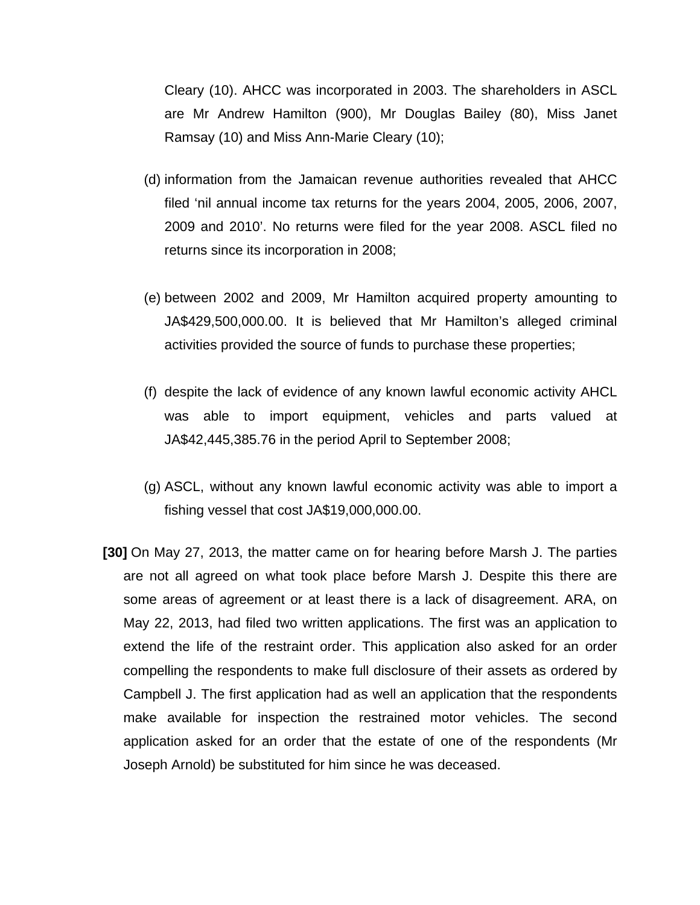Cleary (10). AHCC was incorporated in 2003. The shareholders in ASCL are Mr Andrew Hamilton (900), Mr Douglas Bailey (80), Miss Janet Ramsay (10) and Miss Ann-Marie Cleary (10);

(d) information from the Jamaican revenue authorities revealed that AHCC filed 'nil annual income tax returns for the years 2004, 2005, 2006, 2007, 2009 and 2010'. No returns were filed for the year 2008. ASCL filed no returns since its incorporation in 2008;

(e) between 2002 and 2009, Mr Hamilton acquired property amounting to JA$429,500,000.00. It is believed that Mr Hamilton's alleged criminal activities provided the source of funds to purchase these properties;

(f) despite the lack of evidence of any known lawful economic activity AHCL was able to import equipment, vehicles and parts valued at JA$42,445,385.76 in the period April to September 2008;

(g) ASCL, without any known lawful economic activity was able to import a fishing vessel that cost JA$19,000,000.00.

**[30]** On May 27, 2013, the matter came on for hearing before Marsh J. The parties are not all agreed on what took place before Marsh J. Despite this there are some areas of agreement or at least there is a lack of disagreement. ARA, on May 22, 2013, had filed two written applications. The first was an application to extend the life of the restraint order. This application also asked for an order compelling the respondents to make full disclosure of their assets as ordered by Campbell J. The first application had as well an application that the respondents make available for inspection the restrained motor vehicles. The second application asked for an order that the estate of one of the respondents (Mr Joseph Arnold) be substituted for him since he was deceased.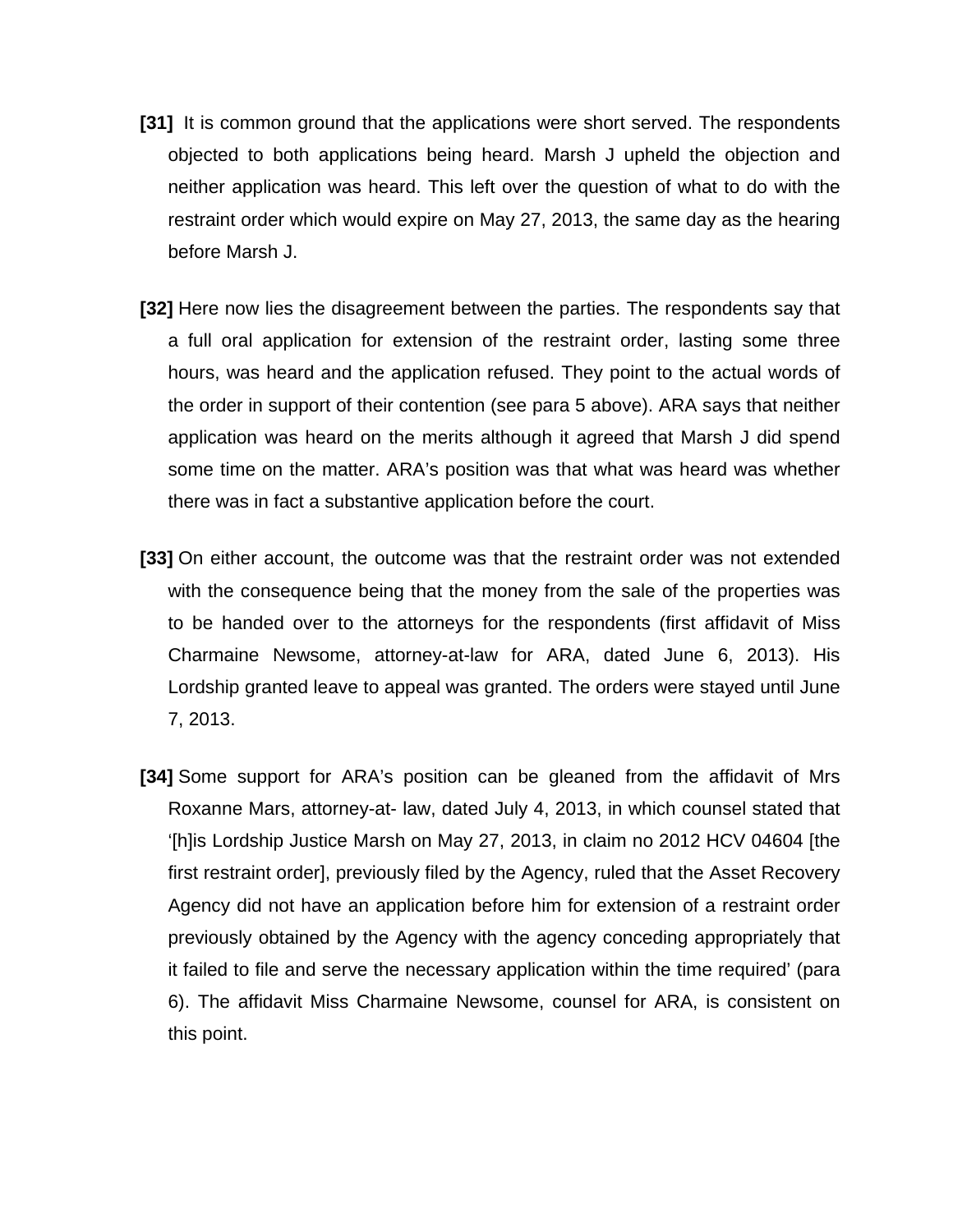**[31]** It is common ground that the applications were short served. The respondents objected to both applications being heard. Marsh J upheld the objection and neither application was heard. This left over the question of what to do with the restraint order which would expire on May 27, 2013, the same day as the hearing before Marsh J.

**[32]** Here now lies the disagreement between the parties. The respondents say that a full oral application for extension of the restraint order, lasting some three hours, was heard and the application refused. They point to the actual words of the order in support of their contention (see para 5 above). ARA says that neither application was heard on the merits although it agreed that Marsh J did spend some time on the matter. ARA's position was that what was heard was whether there was in fact a substantive application before the court.

**[33]** On either account, the outcome was that the restraint order was not extended with the consequence being that the money from the sale of the properties was to be handed over to the attorneys for the respondents (first affidavit of Miss Charmaine Newsome, attorney-at-law for ARA, dated June 6, 2013). His Lordship granted leave to appeal was granted. The orders were stayed until June 7, 2013.

**[34]** Some support for ARA's position can be gleaned from the affidavit of Mrs Roxanne Mars, attorney-at- law, dated July 4, 2013, in which counsel stated that '[h]is Lordship Justice Marsh on May 27, 2013, in claim no 2012 HCV 04604 [the first restraint order], previously filed by the Agency, ruled that the Asset Recovery Agency did not have an application before him for extension of a restraint order previously obtained by the Agency with the agency conceding appropriately that it failed to file and serve the necessary application within the time required' (para 6). The affidavit Miss Charmaine Newsome, counsel for ARA, is consistent on this point.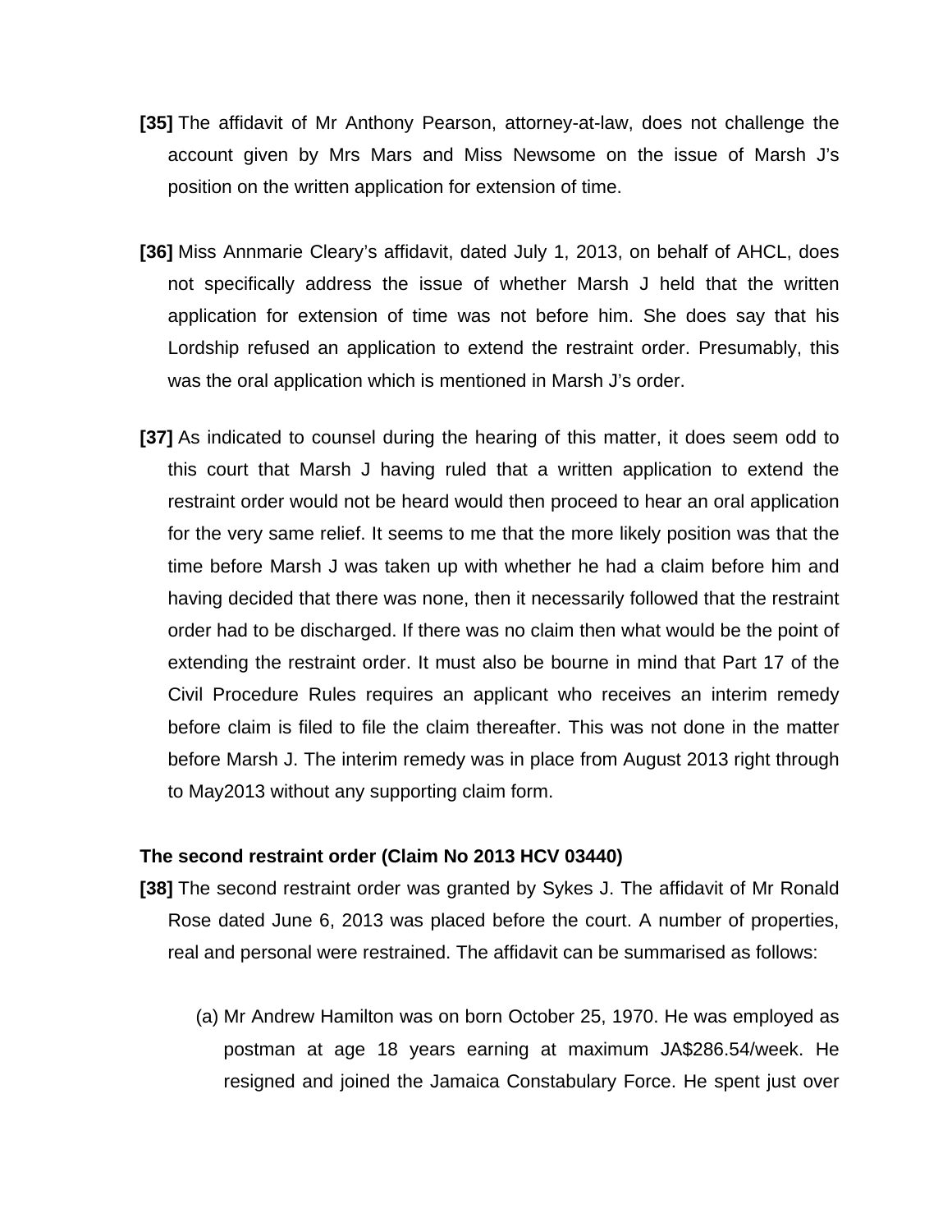**[35]** The affidavit of Mr Anthony Pearson, attorney-at-law, does not challenge the account given by Mrs Mars and Miss Newsome on the issue of Marsh J's position on the written application for extension of time.

**[36]** Miss Annmarie Cleary's affidavit, dated July 1, 2013, on behalf of AHCL, does not specifically address the issue of whether Marsh J held that the written application for extension of time was not before him. She does say that his Lordship refused an application to extend the restraint order. Presumably, this was the oral application which is mentioned in Marsh J's order.

**[37]** As indicated to counsel during the hearing of this matter, it does seem odd to this court that Marsh J having ruled that a written application to extend the restraint order would not be heard would then proceed to hear an oral application for the very same relief. It seems to me that the more likely position was that the time before Marsh J was taken up with whether he had a claim before him and having decided that there was none, then it necessarily followed that the restraint order had to be discharged. If there was no claim then what would be the point of extending the restraint order. It must also be bourne in mind that Part 17 of the Civil Procedure Rules requires an applicant who receives an interim remedy before claim is filed to file the claim thereafter. This was not done in the matter before Marsh J. The interim remedy was in place from August 2013 right through to May2013 without any supporting claim form.

**The second restraint order (Claim No 2013 HCV 03440)**

**[38]** The second restraint order was granted by Sykes J. The affidavit of Mr Ronald Rose dated June 6, 2013 was placed before the court. A number of properties, real and personal were restrained. The affidavit can be summarised as follows:

(a) Mr Andrew Hamilton was on born October 25, 1970. He was employed as postman at age 18 years earning at maximum JA$286.54/week. He resigned and joined the Jamaica Constabulary Force. He spent just over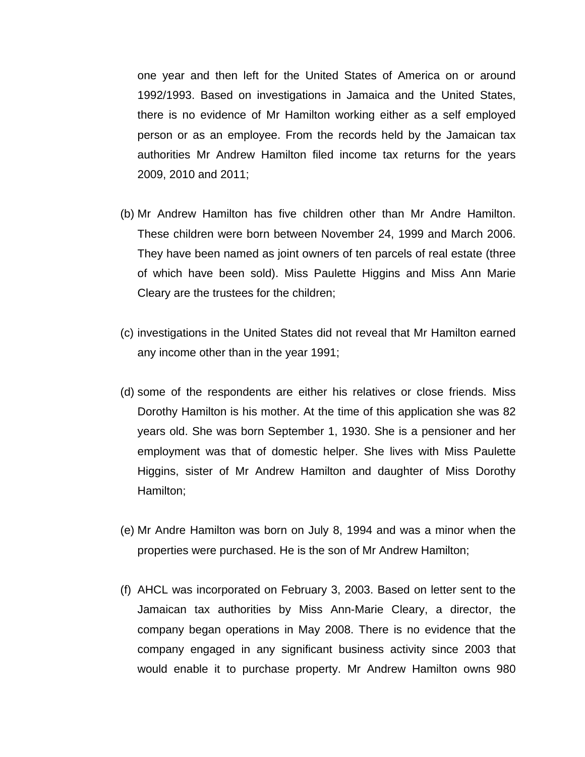one year and then left for the United States of America on or around 1992/1993. Based on investigations in Jamaica and the United States, there is no evidence of Mr Hamilton working either as a self employed person or as an employee. From the records held by the Jamaican tax authorities Mr Andrew Hamilton filed income tax returns for the years 2009, 2010 and 2011;

(b) Mr Andrew Hamilton has five children other than Mr Andre Hamilton. These children were born between November 24, 1999 and March 2006. They have been named as joint owners of ten parcels of real estate (three of which have been sold). Miss Paulette Higgins and Miss Ann Marie Cleary are the trustees for the children;

(c) investigations in the United States did not reveal that Mr Hamilton earned any income other than in the year 1991;

(d) some of the respondents are either his relatives or close friends. Miss Dorothy Hamilton is his mother. At the time of this application she was 82 years old. She was born September 1, 1930. She is a pensioner and her employment was that of domestic helper. She lives with Miss Paulette Higgins, sister of Mr Andrew Hamilton and daughter of Miss Dorothy Hamilton;

(e) Mr Andre Hamilton was born on July 8, 1994 and was a minor when the properties were purchased. He is the son of Mr Andrew Hamilton;

(f) AHCL was incorporated on February 3, 2003. Based on letter sent to the Jamaican tax authorities by Miss Ann-Marie Cleary, a director, the company began operations in May 2008. There is no evidence that the company engaged in any significant business activity since 2003 that would enable it to purchase property. Mr Andrew Hamilton owns 980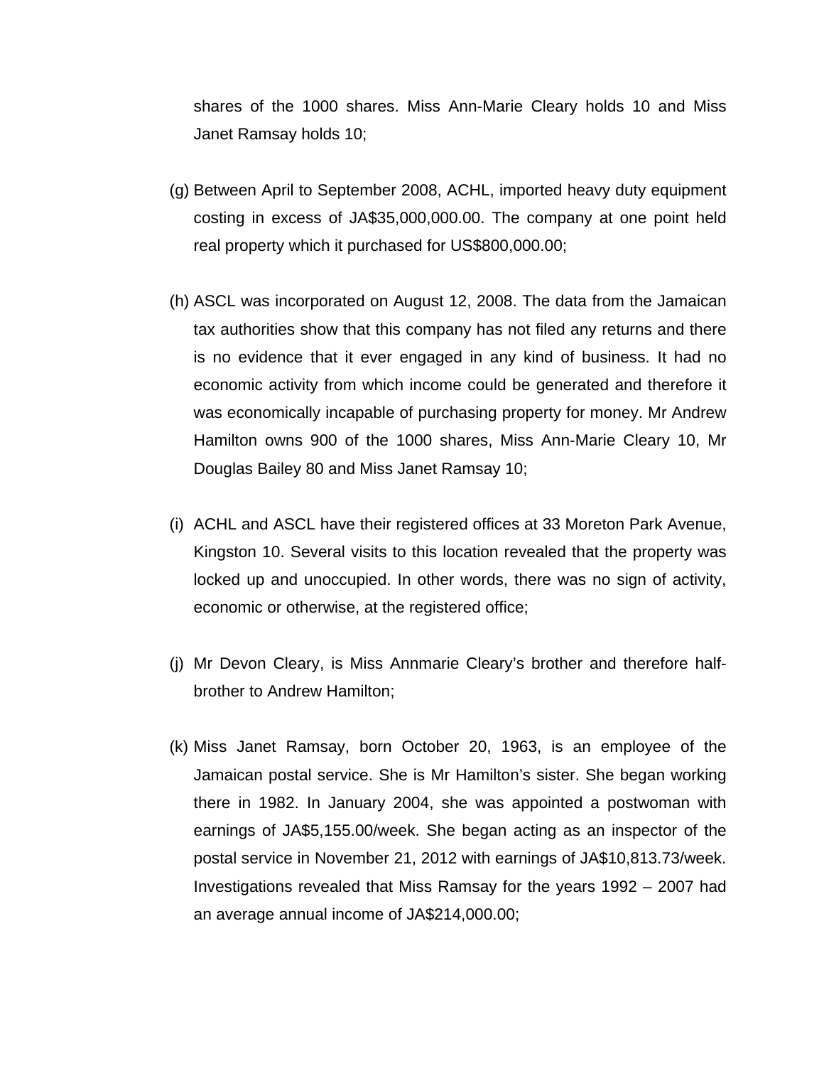shares of the 1000 shares. Miss Ann-Marie Cleary holds 10 and Miss Janet Ramsay holds 10;

(g) Between April to September 2008, ACHL, imported heavy duty equipment costing in excess of JA$35,000,000.00. The company at one point held real property which it purchased for US$800,000.00;

(h) ASCL was incorporated on August 12, 2008. The data from the Jamaican tax authorities show that this company has not filed any returns and there is no evidence that it ever engaged in any kind of business. It had no economic activity from which income could be generated and therefore it was economically incapable of purchasing property for money. Mr Andrew Hamilton owns 900 of the 1000 shares, Miss Ann-Marie Cleary 10, Mr Douglas Bailey 80 and Miss Janet Ramsay 10;

(i) ACHL and ASCL have their registered offices at 33 Moreton Park Avenue, Kingston 10. Several visits to this location revealed that the property was locked up and unoccupied. In other words, there was no sign of activity, economic or otherwise, at the registered office;

(j) Mr Devon Cleary, is Miss Annmarie Cleary's brother and therefore half-brother to Andrew Hamilton;

(k) Miss Janet Ramsay, born October 20, 1963, is an employee of the Jamaican postal service. She is Mr Hamilton's sister. She began working there in 1982. In January 2004, she was appointed a postwoman with earnings of JA$5,155.00/week. She began acting as an inspector of the postal service in November 21, 2012 with earnings of JA$10,813.73/week. Investigations revealed that Miss Ramsay for the years 1992 – 2007 had an average annual income of JA$214,000.00;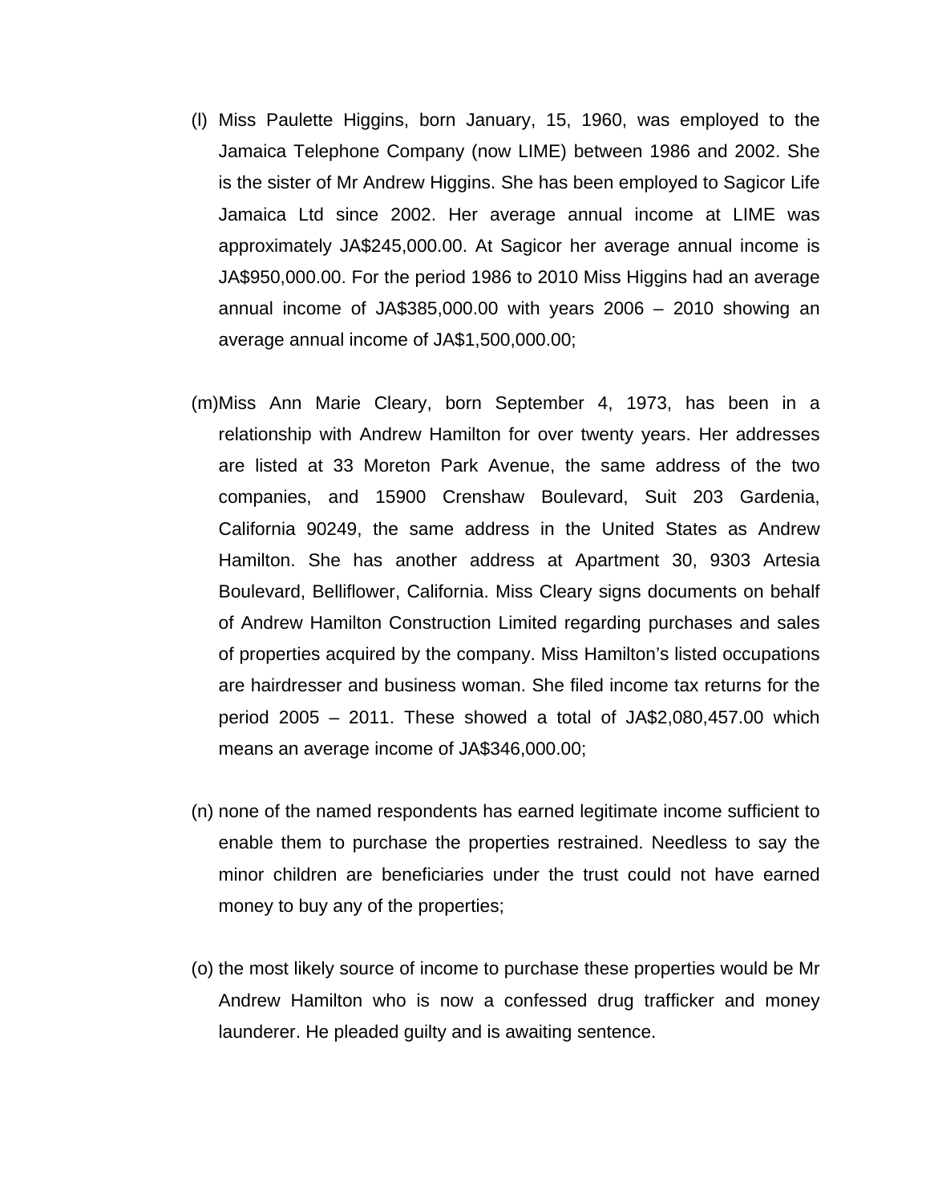(l) Miss Paulette Higgins, born January, 15, 1960, was employed to the Jamaica Telephone Company (now LIME) between 1986 and 2002. She is the sister of Mr Andrew Higgins. She has been employed to Sagicor Life Jamaica Ltd since 2002. Her average annual income at LIME was approximately JA$245,000.00. At Sagicor her average annual income is JA$950,000.00. For the period 1986 to 2010 Miss Higgins had an average annual income of JA$385,000.00 with years 2006 – 2010 showing an average annual income of JA$1,500,000.00;

(m) Miss Ann Marie Cleary, born September 4, 1973, has been in a relationship with Andrew Hamilton for over twenty years. Her addresses are listed at 33 Moreton Park Avenue, the same address of the two companies, and 15900 Crenshaw Boulevard, Suit 203 Gardenia, California 90249, the same address in the United States as Andrew Hamilton. She has another address at Apartment 30, 9303 Artesia Boulevard, Belliflower, California. Miss Cleary signs documents on behalf of Andrew Hamilton Construction Limited regarding purchases and sales of properties acquired by the company. Miss Hamilton's listed occupations are hairdresser and business woman. She filed income tax returns for the period 2005 – 2011. These showed a total of JA$2,080,457.00 which means an average income of JA$346,000.00;

(n) none of the named respondents has earned legitimate income sufficient to enable them to purchase the properties restrained. Needless to say the minor children are beneficiaries under the trust could not have earned money to buy any of the properties;

(o) the most likely source of income to purchase these properties would be Mr Andrew Hamilton who is now a confessed drug trafficker and money launderer. He pleaded guilty and is awaiting sentence.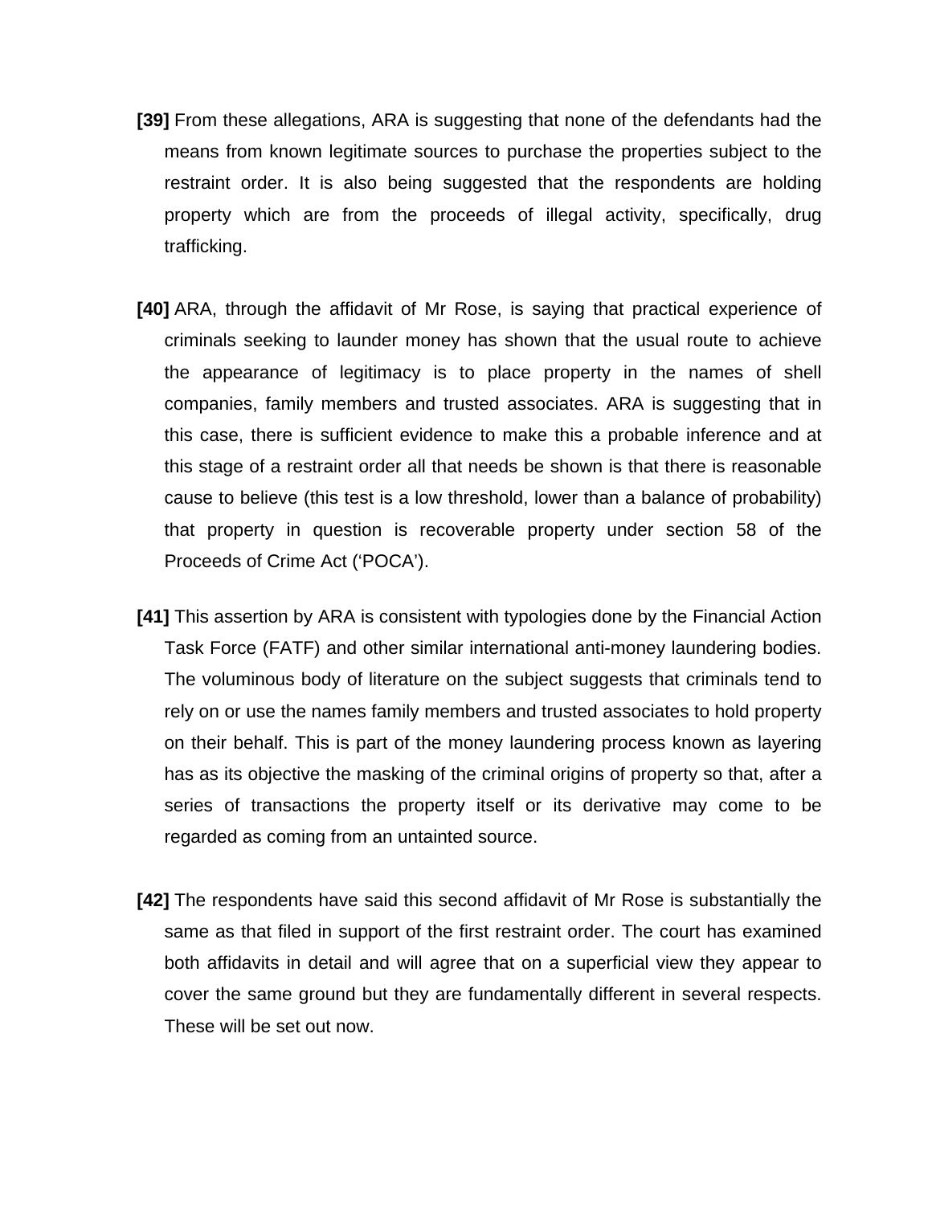**[39]** From these allegations, ARA is suggesting that none of the defendants had the means from known legitimate sources to purchase the properties subject to the restraint order. It is also being suggested that the respondents are holding property which are from the proceeds of illegal activity, specifically, drug trafficking.

**[40]** ARA, through the affidavit of Mr Rose, is saying that practical experience of criminals seeking to launder money has shown that the usual route to achieve the appearance of legitimacy is to place property in the names of shell companies, family members and trusted associates. ARA is suggesting that in this case, there is sufficient evidence to make this a probable inference and at this stage of a restraint order all that needs be shown is that there is reasonable cause to believe (this test is a low threshold, lower than a balance of probability) that property in question is recoverable property under section 58 of the Proceeds of Crime Act ('POCA').

**[41]** This assertion by ARA is consistent with typologies done by the Financial Action Task Force (FATF) and other similar international anti-money laundering bodies. The voluminous body of literature on the subject suggests that criminals tend to rely on or use the names family members and trusted associates to hold property on their behalf. This is part of the money laundering process known as layering has as its objective the masking of the criminal origins of property so that, after a series of transactions the property itself or its derivative may come to be regarded as coming from an untainted source.

**[42]** The respondents have said this second affidavit of Mr Rose is substantially the same as that filed in support of the first restraint order. The court has examined both affidavits in detail and will agree that on a superficial view they appear to cover the same ground but they are fundamentally different in several respects. These will be set out now.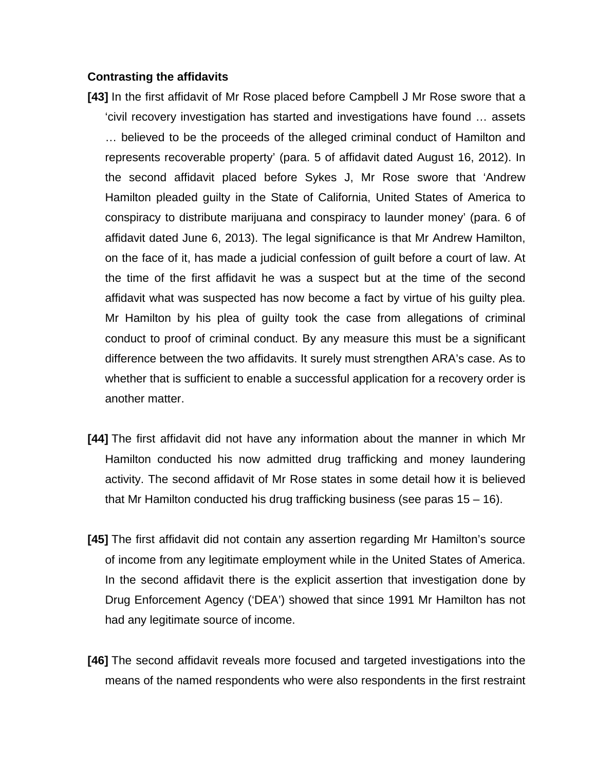**Contrasting the affidavits**

**[43]** In the first affidavit of Mr Rose placed before Campbell J Mr Rose swore that a 'civil recovery investigation has started and investigations have found … assets … believed to be the proceeds of the alleged criminal conduct of Hamilton and represents recoverable property' (para. 5 of affidavit dated August 16, 2012). In the second affidavit placed before Sykes J, Mr Rose swore that 'Andrew Hamilton pleaded guilty in the State of California, United States of America to conspiracy to distribute marijuana and conspiracy to launder money' (para. 6 of affidavit dated June 6, 2013). The legal significance is that Mr Andrew Hamilton, on the face of it, has made a judicial confession of guilt before a court of law. At the time of the first affidavit he was a suspect but at the time of the second affidavit what was suspected has now become a fact by virtue of his guilty plea. Mr Hamilton by his plea of guilty took the case from allegations of criminal conduct to proof of criminal conduct. By any measure this must be a significant difference between the two affidavits. It surely must strengthen ARA's case. As to whether that is sufficient to enable a successful application for a recovery order is another matter.

**[44]** The first affidavit did not have any information about the manner in which Mr Hamilton conducted his now admitted drug trafficking and money laundering activity. The second affidavit of Mr Rose states in some detail how it is believed that Mr Hamilton conducted his drug trafficking business (see paras 15 – 16).

**[45]** The first affidavit did not contain any assertion regarding Mr Hamilton's source of income from any legitimate employment while in the United States of America. In the second affidavit there is the explicit assertion that investigation done by Drug Enforcement Agency ('DEA') showed that since 1991 Mr Hamilton has not had any legitimate source of income.

**[46]** The second affidavit reveals more focused and targeted investigations into the means of the named respondents who were also respondents in the first restraint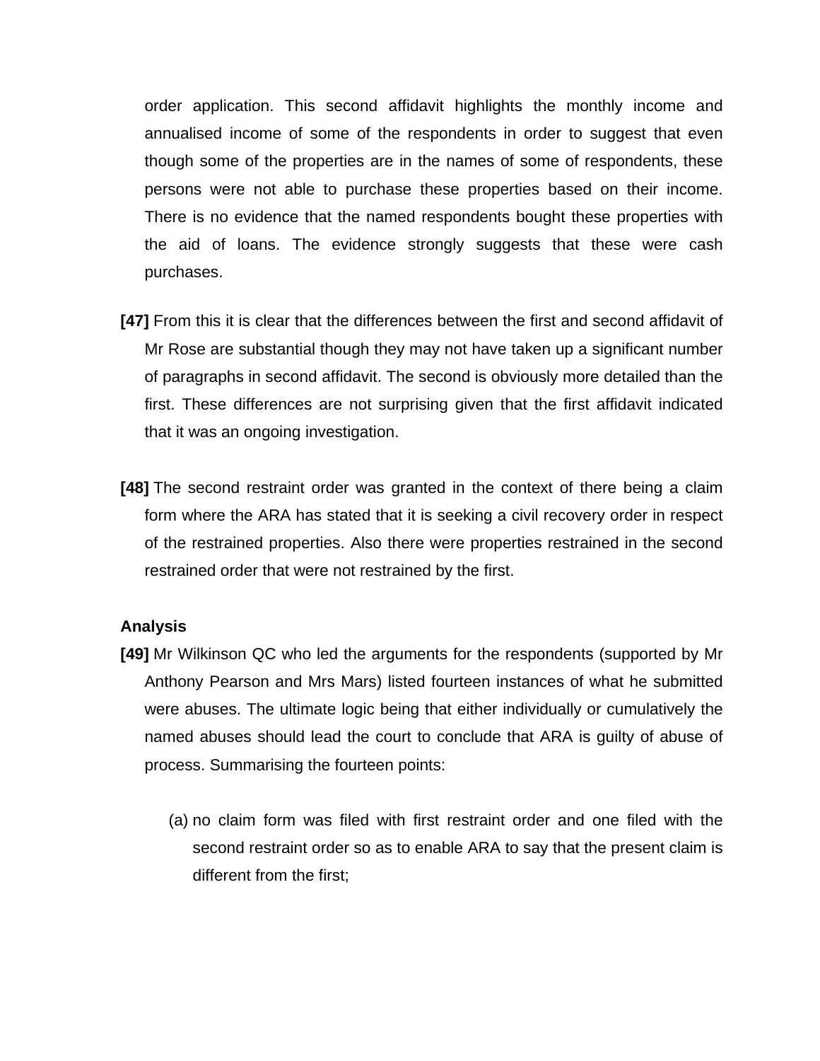order application. This second affidavit highlights the monthly income and annualised income of some of the respondents in order to suggest that even though some of the properties are in the names of some of respondents, these persons were not able to purchase these properties based on their income. There is no evidence that the named respondents bought these properties with the aid of loans. The evidence strongly suggests that these were cash purchases.

**[47]** From this it is clear that the differences between the first and second affidavit of Mr Rose are substantial though they may not have taken up a significant number of paragraphs in second affidavit. The second is obviously more detailed than the first. These differences are not surprising given that the first affidavit indicated that it was an ongoing investigation.

**[48]** The second restraint order was granted in the context of there being a claim form where the ARA has stated that it is seeking a civil recovery order in respect of the restrained properties. Also there were properties restrained in the second restrained order that were not restrained by the first.

**Analysis**

**[49]** Mr Wilkinson QC who led the arguments for the respondents (supported by Mr Anthony Pearson and Mrs Mars) listed fourteen instances of what he submitted were abuses. The ultimate logic being that either individually or cumulatively the named abuses should lead the court to conclude that ARA is guilty of abuse of process. Summarising the fourteen points:

(a) no claim form was filed with first restraint order and one filed with the second restraint order so as to enable ARA to say that the present claim is different from the first;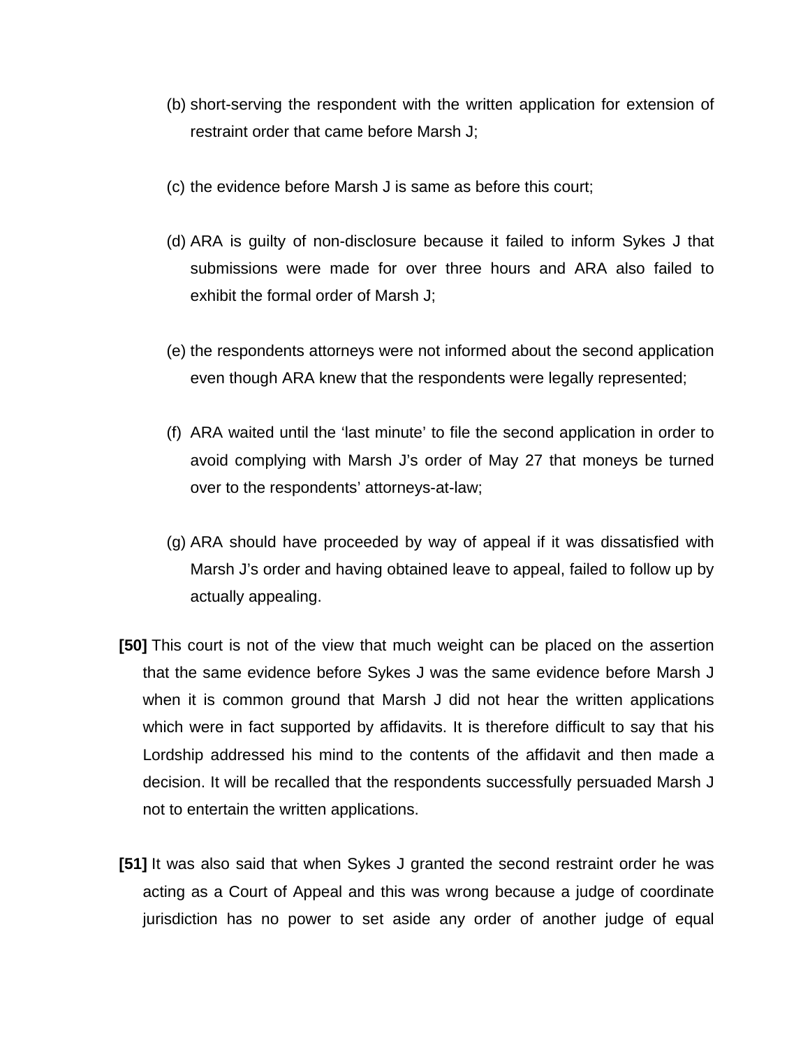(b) short-serving the respondent with the written application for extension of restraint order that came before Marsh J;

(c) the evidence before Marsh J is same as before this court;

(d) ARA is guilty of non-disclosure because it failed to inform Sykes J that submissions were made for over three hours and ARA also failed to exhibit the formal order of Marsh J;

(e) the respondents attorneys were not informed about the second application even though ARA knew that the respondents were legally represented;

(f) ARA waited until the 'last minute' to file the second application in order to avoid complying with Marsh J's order of May 27 that moneys be turned over to the respondents' attorneys-at-law;

(g) ARA should have proceeded by way of appeal if it was dissatisfied with Marsh J's order and having obtained leave to appeal, failed to follow up by actually appealing.

**[50]** This court is not of the view that much weight can be placed on the assertion that the same evidence before Sykes J was the same evidence before Marsh J when it is common ground that Marsh J did not hear the written applications which were in fact supported by affidavits. It is therefore difficult to say that his Lordship addressed his mind to the contents of the affidavit and then made a decision. It will be recalled that the respondents successfully persuaded Marsh J not to entertain the written applications.

**[51]** It was also said that when Sykes J granted the second restraint order he was acting as a Court of Appeal and this was wrong because a judge of coordinate jurisdiction has no power to set aside any order of another judge of equal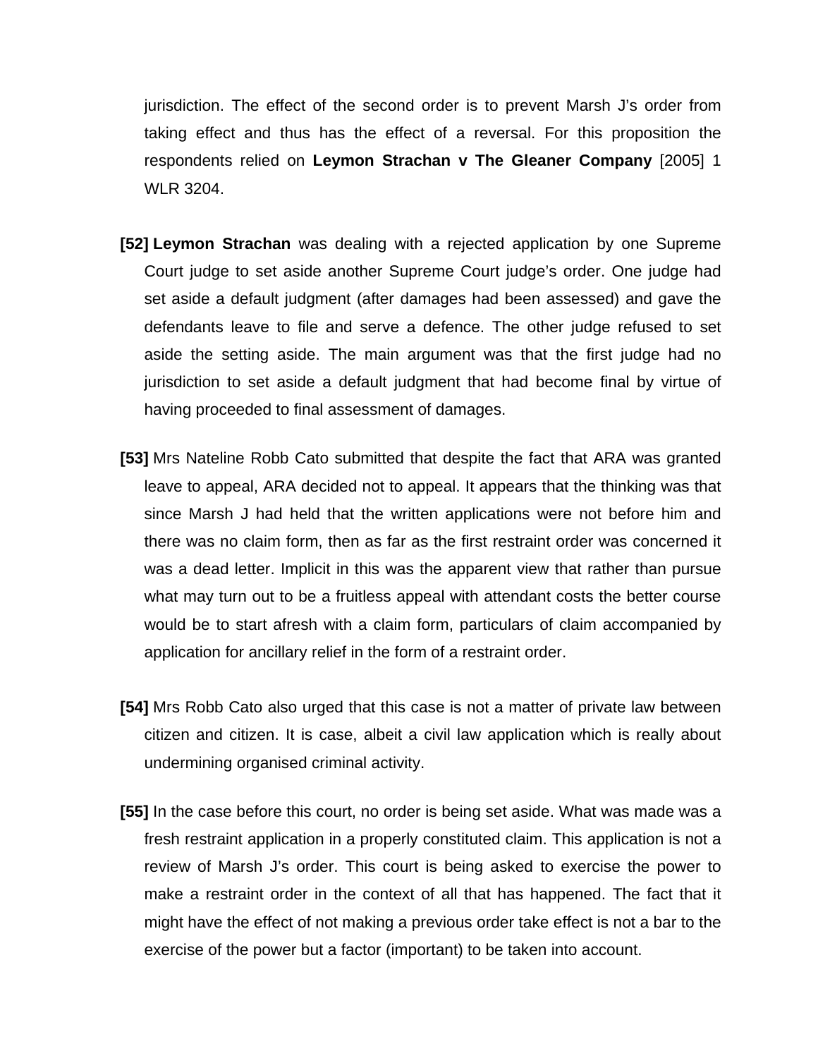jurisdiction. The effect of the second order is to prevent Marsh J's order from taking effect and thus has the effect of a reversal. For this proposition the respondents relied on **Leymon Strachan v The Gleaner Company** [2005] 1 WLR 3204.

**[52]** **Leymon Strachan** was dealing with a rejected application by one Supreme Court judge to set aside another Supreme Court judge's order. One judge had set aside a default judgment (after damages had been assessed) and gave the defendants leave to file and serve a defence. The other judge refused to set aside the setting aside. The main argument was that the first judge had no jurisdiction to set aside a default judgment that had become final by virtue of having proceeded to final assessment of damages.

**[53]** Mrs Nateline Robb Cato submitted that despite the fact that ARA was granted leave to appeal, ARA decided not to appeal. It appears that the thinking was that since Marsh J had held that the written applications were not before him and there was no claim form, then as far as the first restraint order was concerned it was a dead letter. Implicit in this was the apparent view that rather than pursue what may turn out to be a fruitless appeal with attendant costs the better course would be to start afresh with a claim form, particulars of claim accompanied by application for ancillary relief in the form of a restraint order.

**[54]** Mrs Robb Cato also urged that this case is not a matter of private law between citizen and citizen. It is case, albeit a civil law application which is really about undermining organised criminal activity.

**[55]** In the case before this court, no order is being set aside. What was made was a fresh restraint application in a properly constituted claim. This application is not a review of Marsh J's order. This court is being asked to exercise the power to make a restraint order in the context of all that has happened. The fact that it might have the effect of not making a previous order take effect is not a bar to the exercise of the power but a factor (important) to be taken into account.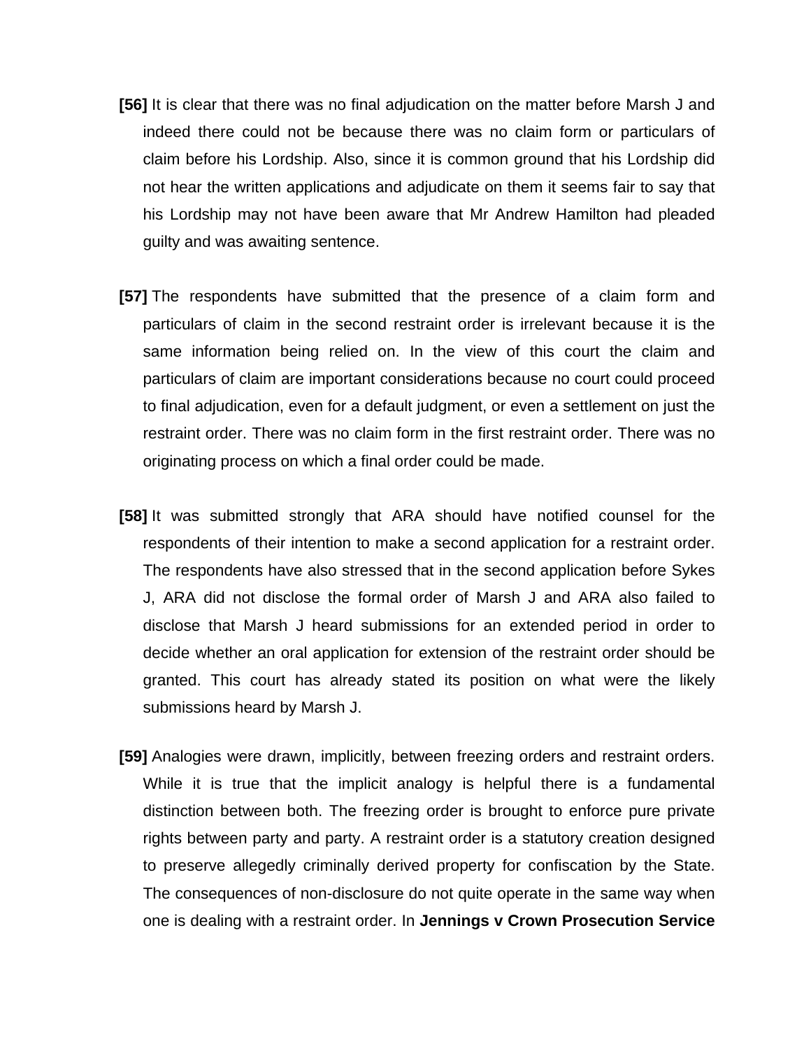**[56]** It is clear that there was no final adjudication on the matter before Marsh J and indeed there could not be because there was no claim form or particulars of claim before his Lordship. Also, since it is common ground that his Lordship did not hear the written applications and adjudicate on them it seems fair to say that his Lordship may not have been aware that Mr Andrew Hamilton had pleaded guilty and was awaiting sentence.

**[57]** The respondents have submitted that the presence of a claim form and particulars of claim in the second restraint order is irrelevant because it is the same information being relied on. In the view of this court the claim and particulars of claim are important considerations because no court could proceed to final adjudication, even for a default judgment, or even a settlement on just the restraint order. There was no claim form in the first restraint order. There was no originating process on which a final order could be made.

**[58]** It was submitted strongly that ARA should have notified counsel for the respondents of their intention to make a second application for a restraint order. The respondents have also stressed that in the second application before Sykes J, ARA did not disclose the formal order of Marsh J and ARA also failed to disclose that Marsh J heard submissions for an extended period in order to decide whether an oral application for extension of the restraint order should be granted. This court has already stated its position on what were the likely submissions heard by Marsh J.

**[59]** Analogies were drawn, implicitly, between freezing orders and restraint orders. While it is true that the implicit analogy is helpful there is a fundamental distinction between both. The freezing order is brought to enforce pure private rights between party and party. A restraint order is a statutory creation designed to preserve allegedly criminally derived property for confiscation by the State. The consequences of non-disclosure do not quite operate in the same way when one is dealing with a restraint order. In **Jennings v Crown Prosecution Service**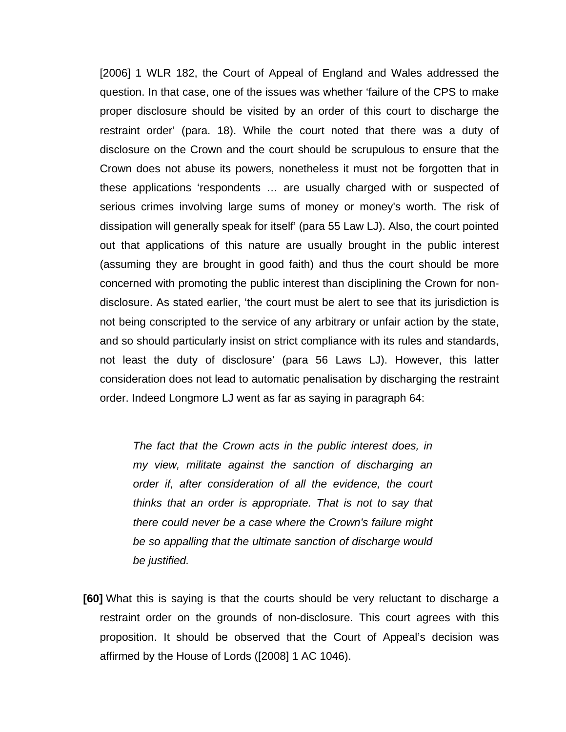[2006] 1 WLR 182, the Court of Appeal of England and Wales addressed the question. In that case, one of the issues was whether 'failure of the CPS to make proper disclosure should be visited by an order of this court to discharge the restraint order' (para. 18). While the court noted that there was a duty of disclosure on the Crown and the court should be scrupulous to ensure that the Crown does not abuse its powers, nonetheless it must not be forgotten that in these applications 'respondents … are usually charged with or suspected of serious crimes involving large sums of money or money's worth. The risk of dissipation will generally speak for itself' (para 55 Law LJ). Also, the court pointed out that applications of this nature are usually brought in the public interest (assuming they are brought in good faith) and thus the court should be more concerned with promoting the public interest than disciplining the Crown for non-disclosure. As stated earlier, 'the court must be alert to see that its jurisdiction is not being conscripted to the service of any arbitrary or unfair action by the state, and so should particularly insist on strict compliance with its rules and standards, not least the duty of disclosure' (para 56 Laws LJ). However, this latter consideration does not lead to automatic penalisation by discharging the restraint order. Indeed Longmore LJ went as far as saying in paragraph 64:

> *The fact that the Crown acts in the public interest does, in my view, militate against the sanction of discharging an order if, after consideration of all the evidence, the court thinks that an order is appropriate. That is not to say that there could never be a case where the Crown's failure might be so appalling that the ultimate sanction of discharge would be justified.*

**[60]** What this is saying is that the courts should be very reluctant to discharge a restraint order on the grounds of non-disclosure. This court agrees with this proposition. It should be observed that the Court of Appeal's decision was affirmed by the House of Lords ([2008] 1 AC 1046).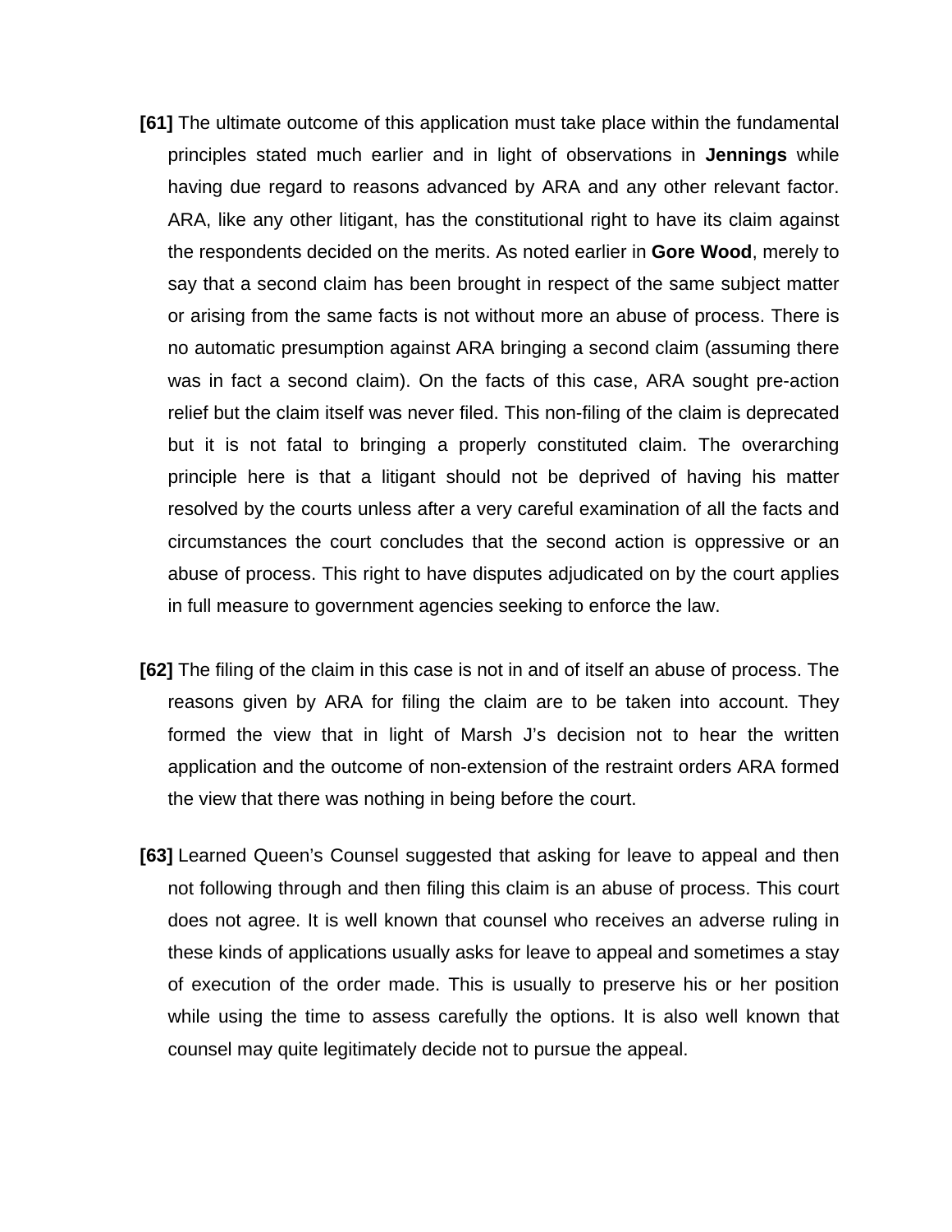**[61]** The ultimate outcome of this application must take place within the fundamental principles stated much earlier and in light of observations in **Jennings** while having due regard to reasons advanced by ARA and any other relevant factor. ARA, like any other litigant, has the constitutional right to have its claim against the respondents decided on the merits. As noted earlier in **Gore Wood**, merely to say that a second claim has been brought in respect of the same subject matter or arising from the same facts is not without more an abuse of process. There is no automatic presumption against ARA bringing a second claim (assuming there was in fact a second claim). On the facts of this case, ARA sought pre-action relief but the claim itself was never filed. This non-filing of the claim is deprecated but it is not fatal to bringing a properly constituted claim. The overarching principle here is that a litigant should not be deprived of having his matter resolved by the courts unless after a very careful examination of all the facts and circumstances the court concludes that the second action is oppressive or an abuse of process. This right to have disputes adjudicated on by the court applies in full measure to government agencies seeking to enforce the law.

**[62]** The filing of the claim in this case is not in and of itself an abuse of process. The reasons given by ARA for filing the claim are to be taken into account. They formed the view that in light of Marsh J's decision not to hear the written application and the outcome of non-extension of the restraint orders ARA formed the view that there was nothing in being before the court.

**[63]** Learned Queen's Counsel suggested that asking for leave to appeal and then not following through and then filing this claim is an abuse of process. This court does not agree. It is well known that counsel who receives an adverse ruling in these kinds of applications usually asks for leave to appeal and sometimes a stay of execution of the order made. This is usually to preserve his or her position while using the time to assess carefully the options. It is also well known that counsel may quite legitimately decide not to pursue the appeal.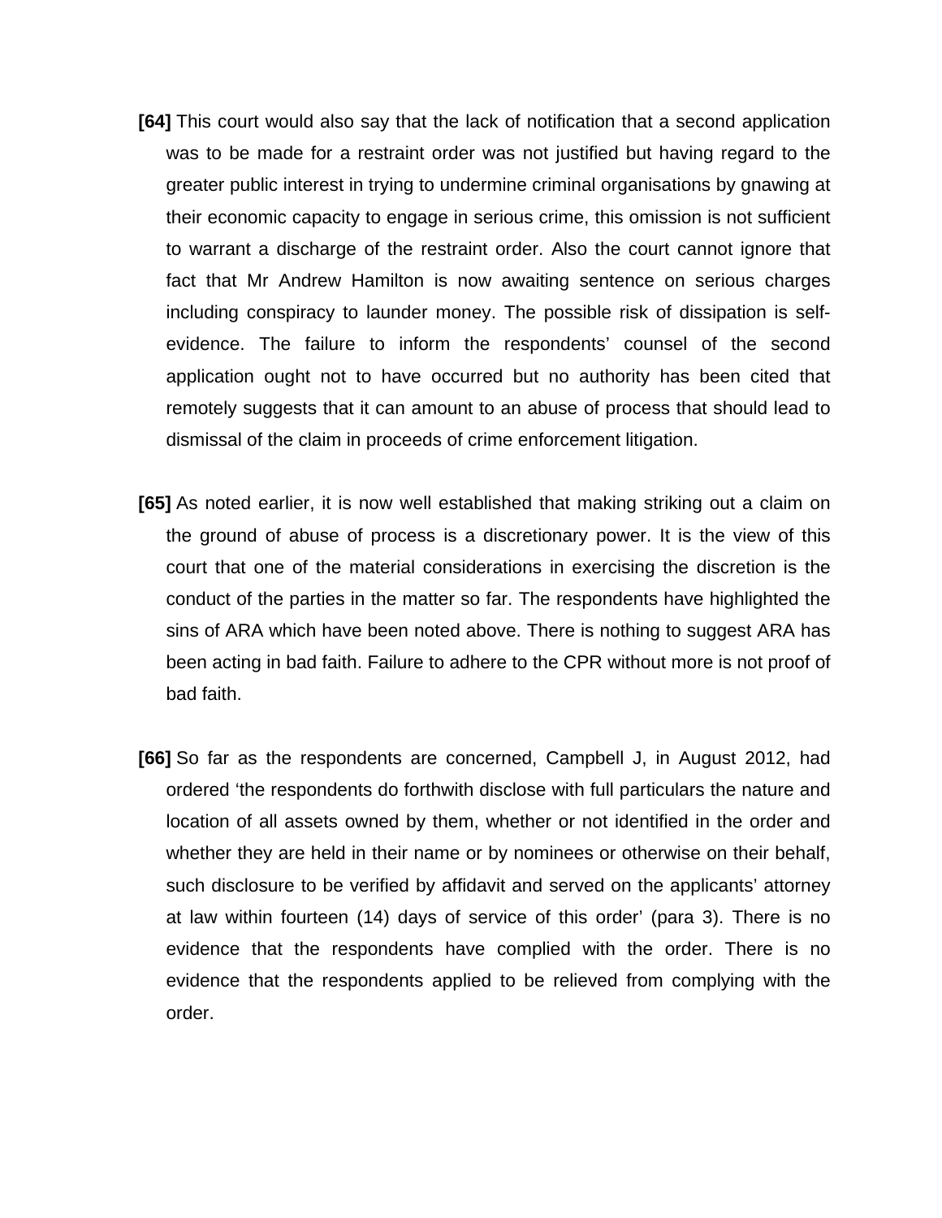**[64]** This court would also say that the lack of notification that a second application was to be made for a restraint order was not justified but having regard to the greater public interest in trying to undermine criminal organisations by gnawing at their economic capacity to engage in serious crime, this omission is not sufficient to warrant a discharge of the restraint order. Also the court cannot ignore that fact that Mr Andrew Hamilton is now awaiting sentence on serious charges including conspiracy to launder money. The possible risk of dissipation is self-evidence. The failure to inform the respondents' counsel of the second application ought not to have occurred but no authority has been cited that remotely suggests that it can amount to an abuse of process that should lead to dismissal of the claim in proceeds of crime enforcement litigation.

**[65]** As noted earlier, it is now well established that making striking out a claim on the ground of abuse of process is a discretionary power. It is the view of this court that one of the material considerations in exercising the discretion is the conduct of the parties in the matter so far. The respondents have highlighted the sins of ARA which have been noted above. There is nothing to suggest ARA has been acting in bad faith. Failure to adhere to the CPR without more is not proof of bad faith.

**[66]** So far as the respondents are concerned, Campbell J, in August 2012, had ordered 'the respondents do forthwith disclose with full particulars the nature and location of all assets owned by them, whether or not identified in the order and whether they are held in their name or by nominees or otherwise on their behalf, such disclosure to be verified by affidavit and served on the applicants' attorney at law within fourteen (14) days of service of this order' (para 3). There is no evidence that the respondents have complied with the order. There is no evidence that the respondents applied to be relieved from complying with the order.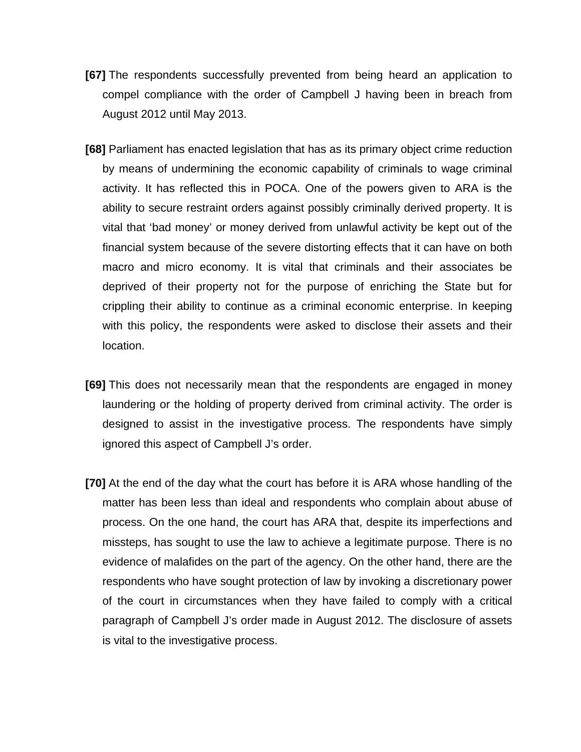**[67]** The respondents successfully prevented from being heard an application to compel compliance with the order of Campbell J having been in breach from August 2012 until May 2013.

**[68]** Parliament has enacted legislation that has as its primary object crime reduction by means of undermining the economic capability of criminals to wage criminal activity. It has reflected this in POCA. One of the powers given to ARA is the ability to secure restraint orders against possibly criminally derived property. It is vital that 'bad money' or money derived from unlawful activity be kept out of the financial system because of the severe distorting effects that it can have on both macro and micro economy. It is vital that criminals and their associates be deprived of their property not for the purpose of enriching the State but for crippling their ability to continue as a criminal economic enterprise. In keeping with this policy, the respondents were asked to disclose their assets and their location.

**[69]** This does not necessarily mean that the respondents are engaged in money laundering or the holding of property derived from criminal activity. The order is designed to assist in the investigative process. The respondents have simply ignored this aspect of Campbell J's order.

**[70]** At the end of the day what the court has before it is ARA whose handling of the matter has been less than ideal and respondents who complain about abuse of process. On the one hand, the court has ARA that, despite its imperfections and missteps, has sought to use the law to achieve a legitimate purpose. There is no evidence of malafides on the part of the agency. On the other hand, there are the respondents who have sought protection of law by invoking a discretionary power of the court in circumstances when they have failed to comply with a critical paragraph of Campbell J's order made in August 2012. The disclosure of assets is vital to the investigative process.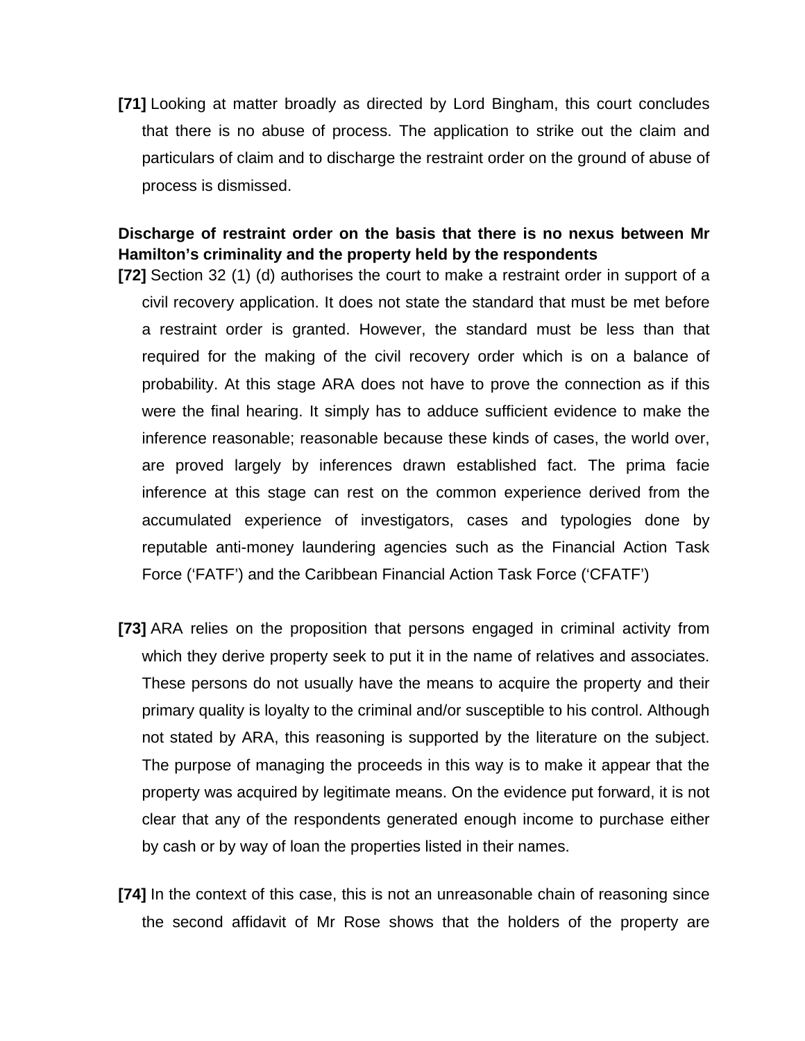**[71]** Looking at matter broadly as directed by Lord Bingham, this court concludes that there is no abuse of process. The application to strike out the claim and particulars of claim and to discharge the restraint order on the ground of abuse of process is dismissed.

**Discharge of restraint order on the basis that there is no nexus between Mr Hamilton's criminality and the property held by the respondents**

**[72]** Section 32 (1) (d) authorises the court to make a restraint order in support of a civil recovery application. It does not state the standard that must be met before a restraint order is granted. However, the standard must be less than that required for the making of the civil recovery order which is on a balance of probability. At this stage ARA does not have to prove the connection as if this were the final hearing. It simply has to adduce sufficient evidence to make the inference reasonable; reasonable because these kinds of cases, the world over, are proved largely by inferences drawn established fact. The prima facie inference at this stage can rest on the common experience derived from the accumulated experience of investigators, cases and typologies done by reputable anti-money laundering agencies such as the Financial Action Task Force ('FATF') and the Caribbean Financial Action Task Force ('CFATF')

**[73]** ARA relies on the proposition that persons engaged in criminal activity from which they derive property seek to put it in the name of relatives and associates. These persons do not usually have the means to acquire the property and their primary quality is loyalty to the criminal and/or susceptible to his control. Although not stated by ARA, this reasoning is supported by the literature on the subject. The purpose of managing the proceeds in this way is to make it appear that the property was acquired by legitimate means. On the evidence put forward, it is not clear that any of the respondents generated enough income to purchase either by cash or by way of loan the properties listed in their names.

**[74]** In the context of this case, this is not an unreasonable chain of reasoning since the second affidavit of Mr Rose shows that the holders of the property are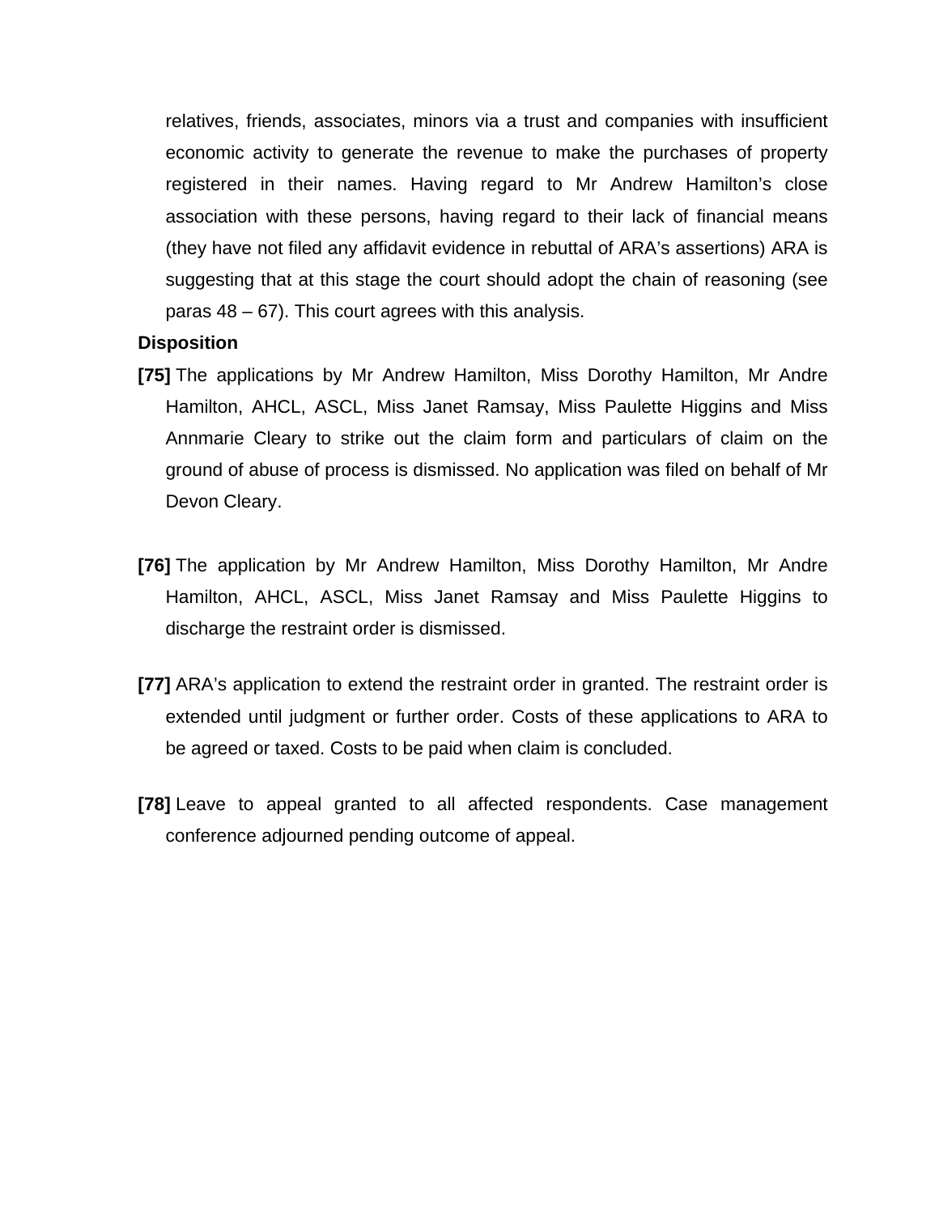relatives, friends, associates, minors via a trust and companies with insufficient economic activity to generate the revenue to make the purchases of property registered in their names. Having regard to Mr Andrew Hamilton's close association with these persons, having regard to their lack of financial means (they have not filed any affidavit evidence in rebuttal of ARA's assertions) ARA is suggesting that at this stage the court should adopt the chain of reasoning (see paras 48 – 67). This court agrees with this analysis.

**Disposition**

**[75]** The applications by Mr Andrew Hamilton, Miss Dorothy Hamilton, Mr Andre Hamilton, AHCL, ASCL, Miss Janet Ramsay, Miss Paulette Higgins and Miss Annmarie Cleary to strike out the claim form and particulars of claim on the ground of abuse of process is dismissed. No application was filed on behalf of Mr Devon Cleary.

**[76]** The application by Mr Andrew Hamilton, Miss Dorothy Hamilton, Mr Andre Hamilton, AHCL, ASCL, Miss Janet Ramsay and Miss Paulette Higgins to discharge the restraint order is dismissed.

**[77]** ARA's application to extend the restraint order in granted. The restraint order is extended until judgment or further order. Costs of these applications to ARA to be agreed or taxed. Costs to be paid when claim is concluded.

**[78]** Leave to appeal granted to all affected respondents. Case management conference adjourned pending outcome of appeal.